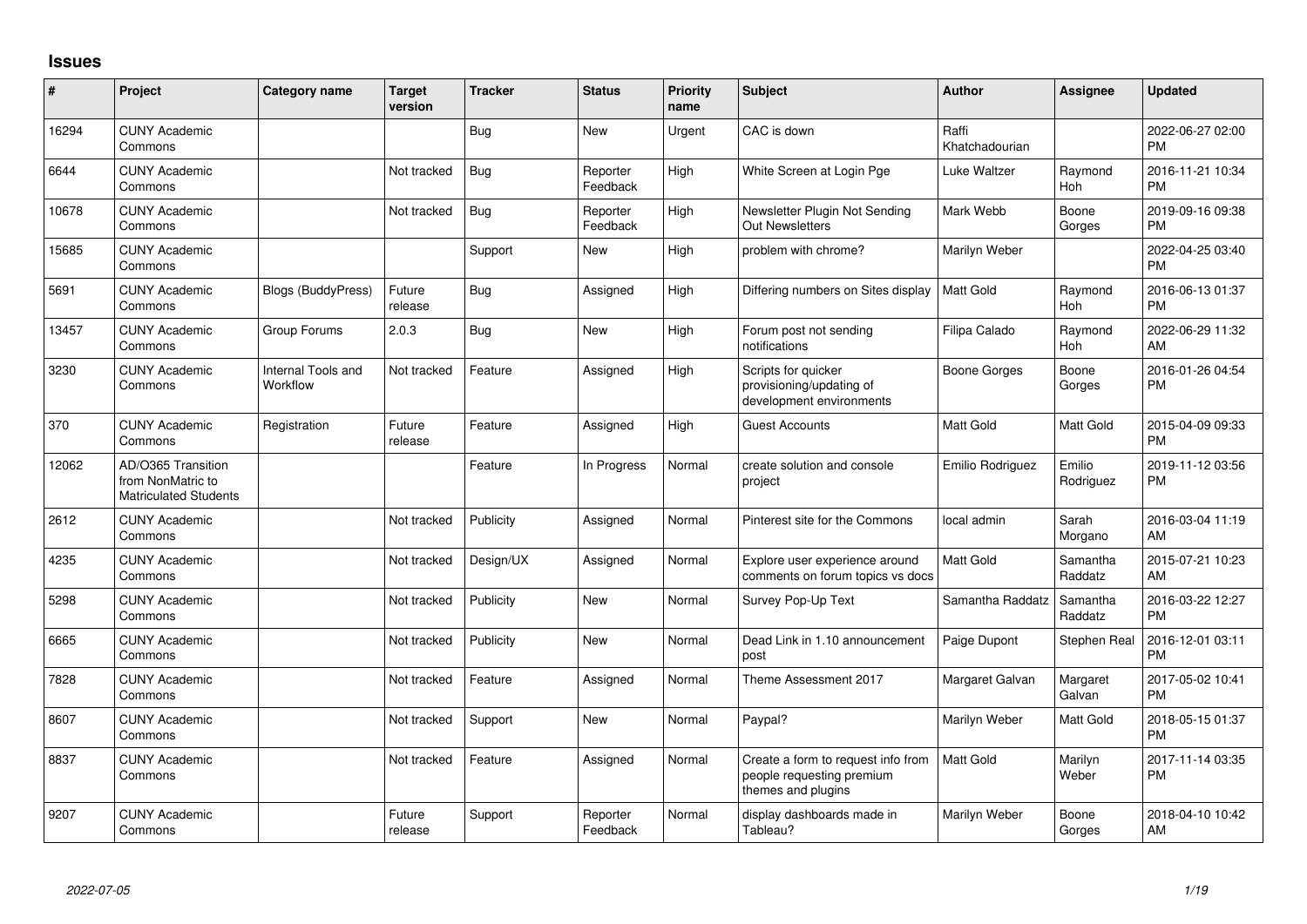# Issues

| # | Project | Category name | Target version | Tracker | Status | Priority name | Subject | Author | Assignee | Updated |
|---|---|---|---|---|---|---|---|---|---|---|
| 16294 | CUNY Academic Commons | | | Bug | New | Urgent | CAC is down | Raffi Khatchadourian | | 2022-06-27 02:00 PM |
| 6644 | CUNY Academic Commons | | Not tracked | Bug | Reporter Feedback | High | White Screen at Login Pge | Luke Waltzer | Raymond Hoh | 2016-11-21 10:34 PM |
| 10678 | CUNY Academic Commons | | Not tracked | Bug | Reporter Feedback | High | Newsletter Plugin Not Sending Out Newsletters | Mark Webb | Boone Gorges | 2019-09-16 09:38 PM |
| 15685 | CUNY Academic Commons | | | Support | New | High | problem with chrome? | Marilyn Weber | | 2022-04-25 03:40 PM |
| 5691 | CUNY Academic Commons | Blogs (BuddyPress) | Future release | Bug | Assigned | High | Differing numbers on Sites display | Matt Gold | Raymond Hoh | 2016-06-13 01:37 PM |
| 13457 | CUNY Academic Commons | Group Forums | 2.0.3 | Bug | New | High | Forum post not sending notifications | Filipa Calado | Raymond Hoh | 2022-06-29 11:32 AM |
| 3230 | CUNY Academic Commons | Internal Tools and Workflow | Not tracked | Feature | Assigned | High | Scripts for quicker provisioning/updating of development environments | Boone Gorges | Boone Gorges | 2016-01-26 04:54 PM |
| 370 | CUNY Academic Commons | Registration | Future release | Feature | Assigned | High | Guest Accounts | Matt Gold | Matt Gold | 2015-04-09 09:33 PM |
| 12062 | AD/O365 Transition from NonMatric to Matriculated Students | | | Feature | In Progress | Normal | create solution and console project | Emilio Rodriguez | Emilio Rodriguez | 2019-11-12 03:56 PM |
| 2612 | CUNY Academic Commons | | Not tracked | Publicity | Assigned | Normal | Pinterest site for the Commons | local admin | Sarah Morgano | 2016-03-04 11:19 AM |
| 4235 | CUNY Academic Commons | | Not tracked | Design/UX | Assigned | Normal | Explore user experience around comments on forum topics vs docs | Matt Gold | Samantha Raddatz | 2015-07-21 10:23 AM |
| 5298 | CUNY Academic Commons | | Not tracked | Publicity | New | Normal | Survey Pop-Up Text | Samantha Raddatz | Samantha Raddatz | 2016-03-22 12:27 PM |
| 6665 | CUNY Academic Commons | | Not tracked | Publicity | New | Normal | Dead Link in 1.10 announcement post | Paige Dupont | Stephen Real | 2016-12-01 03:11 PM |
| 7828 | CUNY Academic Commons | | Not tracked | Feature | Assigned | Normal | Theme Assessment 2017 | Margaret Galvan | Margaret Galvan | 2017-05-02 10:41 PM |
| 8607 | CUNY Academic Commons | | Not tracked | Support | New | Normal | Paypal? | Marilyn Weber | Matt Gold | 2018-05-15 01:37 PM |
| 8837 | CUNY Academic Commons | | Not tracked | Feature | Assigned | Normal | Create a form to request info from people requesting premium themes and plugins | Matt Gold | Marilyn Weber | 2017-11-14 03:35 PM |
| 9207 | CUNY Academic Commons | | Future release | Support | Reporter Feedback | Normal | display dashboards made in Tableau? | Marilyn Weber | Boone Gorges | 2018-04-10 10:42 AM |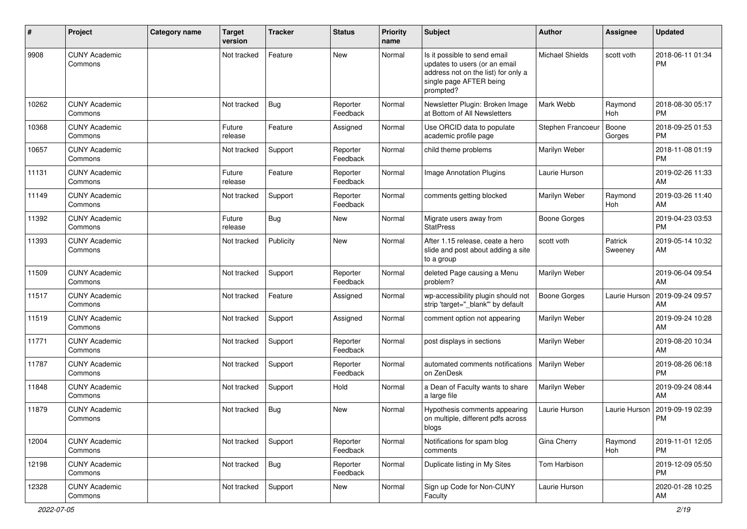| # | Project | Category name | Target version | Tracker | Status | Priority name | Subject | Author | Assignee | Updated |
|---|---|---|---|---|---|---|---|---|---|---|
| 9908 | CUNY Academic Commons | | Not tracked | Feature | New | Normal | Is it possible to send email updates to users (or an email address not on the list) for only a single page AFTER being prompted? | Michael Shields | scott voth | 2018-06-11 01:34 PM |
| 10262 | CUNY Academic Commons | | Not tracked | Bug | Reporter Feedback | Normal | Newsletter Plugin: Broken Image at Bottom of All Newsletters | Mark Webb | Raymond Hoh | 2018-08-30 05:17 PM |
| 10368 | CUNY Academic Commons | | Future release | Feature | Assigned | Normal | Use ORCID data to populate academic profile page | Stephen Francoeur | Boone Gorges | 2018-09-25 01:53 PM |
| 10657 | CUNY Academic Commons | | Not tracked | Support | Reporter Feedback | Normal | child theme problems | Marilyn Weber | | 2018-11-08 01:19 PM |
| 11131 | CUNY Academic Commons | | Future release | Feature | Reporter Feedback | Normal | Image Annotation Plugins | Laurie Hurson | | 2019-02-26 11:33 AM |
| 11149 | CUNY Academic Commons | | Not tracked | Support | Reporter Feedback | Normal | comments getting blocked | Marilyn Weber | Raymond Hoh | 2019-03-26 11:40 AM |
| 11392 | CUNY Academic Commons | | Future release | Bug | New | Normal | Migrate users away from StatPress | Boone Gorges | | 2019-04-23 03:53 PM |
| 11393 | CUNY Academic Commons | | Not tracked | Publicity | New | Normal | After 1.15 release, ceate a hero slide and post about adding a site to a group | scott voth | Patrick Sweeney | 2019-05-14 10:32 AM |
| 11509 | CUNY Academic Commons | | Not tracked | Support | Reporter Feedback | Normal | deleted Page causing a Menu problem? | Marilyn Weber | | 2019-06-04 09:54 AM |
| 11517 | CUNY Academic Commons | | Not tracked | Feature | Assigned | Normal | wp-accessibility plugin should not strip 'target="_blank"' by default | Boone Gorges | Laurie Hurson | 2019-09-24 09:57 AM |
| 11519 | CUNY Academic Commons | | Not tracked | Support | Assigned | Normal | comment option not appearing | Marilyn Weber | | 2019-09-24 10:28 AM |
| 11771 | CUNY Academic Commons | | Not tracked | Support | Reporter Feedback | Normal | post displays in sections | Marilyn Weber | | 2019-08-20 10:34 AM |
| 11787 | CUNY Academic Commons | | Not tracked | Support | Reporter Feedback | Normal | automated comments notifications on ZenDesk | Marilyn Weber | | 2019-08-26 06:18 PM |
| 11848 | CUNY Academic Commons | | Not tracked | Support | Hold | Normal | a Dean of Faculty wants to share a large file | Marilyn Weber | | 2019-09-24 08:44 AM |
| 11879 | CUNY Academic Commons | | Not tracked | Bug | New | Normal | Hypothesis comments appearing on multiple, different pdfs across blogs | Laurie Hurson | Laurie Hurson | 2019-09-19 02:39 PM |
| 12004 | CUNY Academic Commons | | Not tracked | Support | Reporter Feedback | Normal | Notifications for spam blog comments | Gina Cherry | Raymond Hoh | 2019-11-01 12:05 PM |
| 12198 | CUNY Academic Commons | | Not tracked | Bug | Reporter Feedback | Normal | Duplicate listing in My Sites | Tom Harbison | | 2019-12-09 05:50 PM |
| 12328 | CUNY Academic Commons | | Not tracked | Support | New | Normal | Sign up Code for Non-CUNY Faculty | Laurie Hurson | | 2020-01-28 10:25 AM |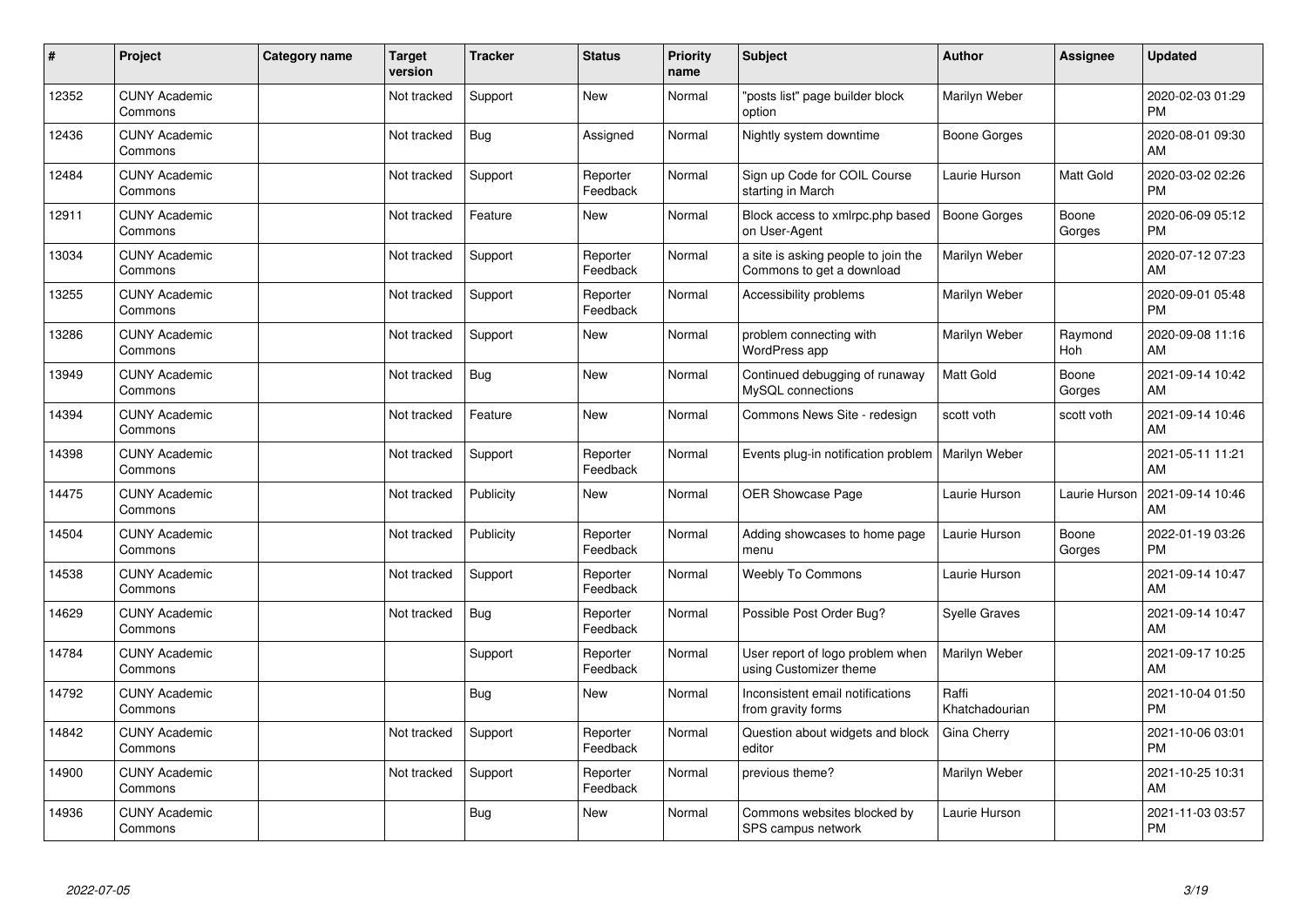| # | Project | Category name | Target version | Tracker | Status | Priority name | Subject | Author | Assignee | Updated |
|---|---|---|---|---|---|---|---|---|---|---|
| 12352 | CUNY Academic Commons | | Not tracked | Support | New | Normal | "posts list" page builder block option | Marilyn Weber | | 2020-02-03 01:29 PM |
| 12436 | CUNY Academic Commons | | Not tracked | Bug | Assigned | Normal | Nightly system downtime | Boone Gorges | | 2020-08-01 09:30 AM |
| 12484 | CUNY Academic Commons | | Not tracked | Support | Reporter Feedback | Normal | Sign up Code for COIL Course starting in March | Laurie Hurson | Matt Gold | 2020-03-02 02:26 PM |
| 12911 | CUNY Academic Commons | | Not tracked | Feature | New | Normal | Block access to xmlrpc.php based on User-Agent | Boone Gorges | Boone Gorges | 2020-06-09 05:12 PM |
| 13034 | CUNY Academic Commons | | Not tracked | Support | Reporter Feedback | Normal | a site is asking people to join the Commons to get a download | Marilyn Weber | | 2020-07-12 07:23 AM |
| 13255 | CUNY Academic Commons | | Not tracked | Support | Reporter Feedback | Normal | Accessibility problems | Marilyn Weber | | 2020-09-01 05:48 PM |
| 13286 | CUNY Academic Commons | | Not tracked | Support | New | Normal | problem connecting with WordPress app | Marilyn Weber | Raymond Hoh | 2020-09-08 11:16 AM |
| 13949 | CUNY Academic Commons | | Not tracked | Bug | New | Normal | Continued debugging of runaway MySQL connections | Matt Gold | Boone Gorges | 2021-09-14 10:42 AM |
| 14394 | CUNY Academic Commons | | Not tracked | Feature | New | Normal | Commons News Site - redesign | scott voth | scott voth | 2021-09-14 10:46 AM |
| 14398 | CUNY Academic Commons | | Not tracked | Support | Reporter Feedback | Normal | Events plug-in notification problem | Marilyn Weber | | 2021-05-11 11:21 AM |
| 14475 | CUNY Academic Commons | | Not tracked | Publicity | New | Normal | OER Showcase Page | Laurie Hurson | Laurie Hurson | 2021-09-14 10:46 AM |
| 14504 | CUNY Academic Commons | | Not tracked | Publicity | Reporter Feedback | Normal | Adding showcases to home page menu | Laurie Hurson | Boone Gorges | 2022-01-19 03:26 PM |
| 14538 | CUNY Academic Commons | | Not tracked | Support | Reporter Feedback | Normal | Weebly To Commons | Laurie Hurson | | 2021-09-14 10:47 AM |
| 14629 | CUNY Academic Commons | | Not tracked | Bug | Reporter Feedback | Normal | Possible Post Order Bug? | Syelle Graves | | 2021-09-14 10:47 AM |
| 14784 | CUNY Academic Commons | | | Support | Reporter Feedback | Normal | User report of logo problem when using Customizer theme | Marilyn Weber | | 2021-09-17 10:25 AM |
| 14792 | CUNY Academic Commons | | | Bug | New | Normal | Inconsistent email notifications from gravity forms | Raffi Khatchadourian | | 2021-10-04 01:50 PM |
| 14842 | CUNY Academic Commons | | Not tracked | Support | Reporter Feedback | Normal | Question about widgets and block editor | Gina Cherry | | 2021-10-06 03:01 PM |
| 14900 | CUNY Academic Commons | | Not tracked | Support | Reporter Feedback | Normal | previous theme? | Marilyn Weber | | 2021-10-25 10:31 AM |
| 14936 | CUNY Academic Commons | | | Bug | New | Normal | Commons websites blocked by SPS campus network | Laurie Hurson | | 2021-11-03 03:57 PM |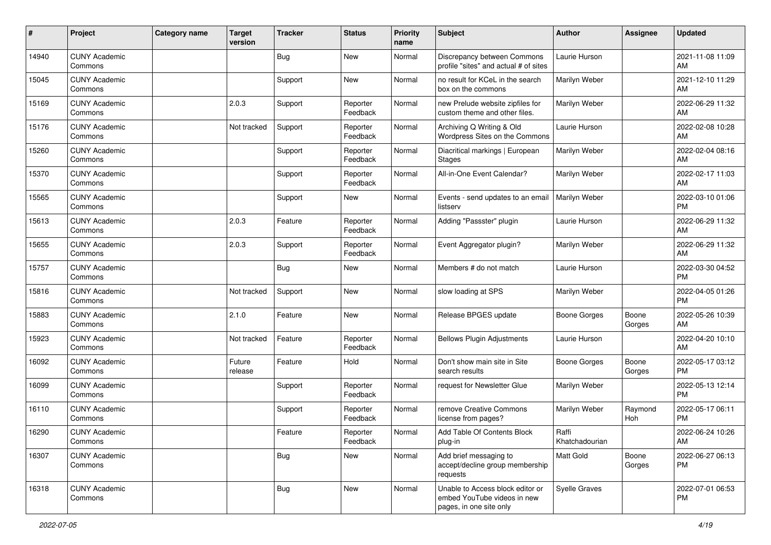| # | Project | Category name | Target version | Tracker | Status | Priority name | Subject | Author | Assignee | Updated |
|---|---|---|---|---|---|---|---|---|---|---|
| 14940 | CUNY Academic Commons | | | Bug | New | Normal | Discrepancy between Commons profile "sites" and actual # of sites | Laurie Hurson | | 2021-11-08 11:09 AM |
| 15045 | CUNY Academic Commons | | | Support | New | Normal | no result for KCeL in the search box on the commons | Marilyn Weber | | 2021-12-10 11:29 AM |
| 15169 | CUNY Academic Commons | | 2.0.3 | Support | Reporter Feedback | Normal | new Prelude website zipfiles for custom theme and other files. | Marilyn Weber | | 2022-06-29 11:32 AM |
| 15176 | CUNY Academic Commons | | Not tracked | Support | Reporter Feedback | Normal | Archiving Q Writing & Old Wordpress Sites on the Commons | Laurie Hurson | | 2022-02-08 10:28 AM |
| 15260 | CUNY Academic Commons | | | Support | Reporter Feedback | Normal | Diacritical markings \| European Stages | Marilyn Weber | | 2022-02-04 08:16 AM |
| 15370 | CUNY Academic Commons | | | Support | Reporter Feedback | Normal | All-in-One Event Calendar? | Marilyn Weber | | 2022-02-17 11:03 AM |
| 15565 | CUNY Academic Commons | | | Support | New | Normal | Events - send updates to an email listserv | Marilyn Weber | | 2022-03-10 01:06 PM |
| 15613 | CUNY Academic Commons | | 2.0.3 | Feature | Reporter Feedback | Normal | Adding "Passster" plugin | Laurie Hurson | | 2022-06-29 11:32 AM |
| 15655 | CUNY Academic Commons | | 2.0.3 | Support | Reporter Feedback | Normal | Event Aggregator plugin? | Marilyn Weber | | 2022-06-29 11:32 AM |
| 15757 | CUNY Academic Commons | | | Bug | New | Normal | Members # do not match | Laurie Hurson | | 2022-03-30 04:52 PM |
| 15816 | CUNY Academic Commons | | Not tracked | Support | New | Normal | slow loading at SPS | Marilyn Weber | | 2022-04-05 01:26 PM |
| 15883 | CUNY Academic Commons | | 2.1.0 | Feature | New | Normal | Release BPGES update | Boone Gorges | Boone Gorges | 2022-05-26 10:39 AM |
| 15923 | CUNY Academic Commons | | Not tracked | Feature | Reporter Feedback | Normal | Bellows Plugin Adjustments | Laurie Hurson | | 2022-04-20 10:10 AM |
| 16092 | CUNY Academic Commons | | Future release | Feature | Hold | Normal | Don't show main site in Site search results | Boone Gorges | Boone Gorges | 2022-05-17 03:12 PM |
| 16099 | CUNY Academic Commons | | | Support | Reporter Feedback | Normal | request for Newsletter Glue | Marilyn Weber | | 2022-05-13 12:14 PM |
| 16110 | CUNY Academic Commons | | | Support | Reporter Feedback | Normal | remove Creative Commons license from pages? | Marilyn Weber | Raymond Hoh | 2022-05-17 06:11 PM |
| 16290 | CUNY Academic Commons | | | Feature | Reporter Feedback | Normal | Add Table Of Contents Block plug-in | Raffi Khatchadourian | | 2022-06-24 10:26 AM |
| 16307 | CUNY Academic Commons | | | Bug | New | Normal | Add brief messaging to accept/decline group membership requests | Matt Gold | Boone Gorges | 2022-06-27 06:13 PM |
| 16318 | CUNY Academic Commons | | | Bug | New | Normal | Unable to Access block editor or embed YouTube videos in new pages, in one site only | Syelle Graves | | 2022-07-01 06:53 PM |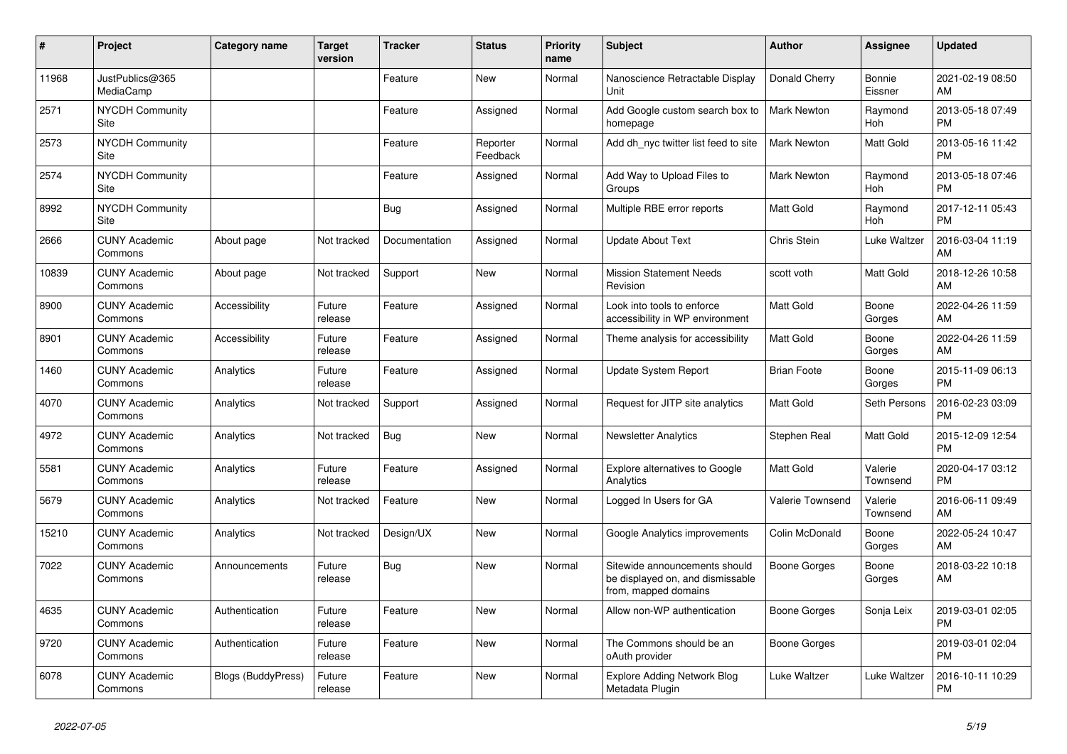| # | Project | Category name | Target version | Tracker | Status | Priority name | Subject | Author | Assignee | Updated |
|---|---|---|---|---|---|---|---|---|---|---|
| 11968 | JustPublics@365 MediaCamp | | | Feature | New | Normal | Nanoscience Retractable Display Unit | Donald Cherry | Bonnie Eissner | 2021-02-19 08:50 AM |
| 2571 | NYCDH Community Site | | | Feature | Assigned | Normal | Add Google custom search box to homepage | Mark Newton | Raymond Hoh | 2013-05-18 07:49 PM |
| 2573 | NYCDH Community Site | | | Feature | Reporter Feedback | Normal | Add dh_nyc twitter list feed to site | Mark Newton | Matt Gold | 2013-05-16 11:42 PM |
| 2574 | NYCDH Community Site | | | Feature | Assigned | Normal | Add Way to Upload Files to Groups | Mark Newton | Raymond Hoh | 2013-05-18 07:46 PM |
| 8992 | NYCDH Community Site | | | Bug | Assigned | Normal | Multiple RBE error reports | Matt Gold | Raymond Hoh | 2017-12-11 05:43 PM |
| 2666 | CUNY Academic Commons | About page | Not tracked | Documentation | Assigned | Normal | Update About Text | Chris Stein | Luke Waltzer | 2016-03-04 11:19 AM |
| 10839 | CUNY Academic Commons | About page | Not tracked | Support | New | Normal | Mission Statement Needs Revision | scott voth | Matt Gold | 2018-12-26 10:58 AM |
| 8900 | CUNY Academic Commons | Accessibility | Future release | Feature | Assigned | Normal | Look into tools to enforce accessibility in WP environment | Matt Gold | Boone Gorges | 2022-04-26 11:59 AM |
| 8901 | CUNY Academic Commons | Accessibility | Future release | Feature | Assigned | Normal | Theme analysis for accessibility | Matt Gold | Boone Gorges | 2022-04-26 11:59 AM |
| 1460 | CUNY Academic Commons | Analytics | Future release | Feature | Assigned | Normal | Update System Report | Brian Foote | Boone Gorges | 2015-11-09 06:13 PM |
| 4070 | CUNY Academic Commons | Analytics | Not tracked | Support | Assigned | Normal | Request for JITP site analytics | Matt Gold | Seth Persons | 2016-02-23 03:09 PM |
| 4972 | CUNY Academic Commons | Analytics | Not tracked | Bug | New | Normal | Newsletter Analytics | Stephen Real | Matt Gold | 2015-12-09 12:54 PM |
| 5581 | CUNY Academic Commons | Analytics | Future release | Feature | Assigned | Normal | Explore alternatives to Google Analytics | Matt Gold | Valerie Townsend | 2020-04-17 03:12 PM |
| 5679 | CUNY Academic Commons | Analytics | Not tracked | Feature | New | Normal | Logged In Users for GA | Valerie Townsend | Valerie Townsend | 2016-06-11 09:49 AM |
| 15210 | CUNY Academic Commons | Analytics | Not tracked | Design/UX | New | Normal | Google Analytics improvements | Colin McDonald | Boone Gorges | 2022-05-24 10:47 AM |
| 7022 | CUNY Academic Commons | Announcements | Future release | Bug | New | Normal | Sitewide announcements should be displayed on, and dismissable from, mapped domains | Boone Gorges | Boone Gorges | 2018-03-22 10:18 AM |
| 4635 | CUNY Academic Commons | Authentication | Future release | Feature | New | Normal | Allow non-WP authentication | Boone Gorges | Sonja Leix | 2019-03-01 02:05 PM |
| 9720 | CUNY Academic Commons | Authentication | Future release | Feature | New | Normal | The Commons should be an oAuth provider | Boone Gorges | | 2019-03-01 02:04 PM |
| 6078 | CUNY Academic Commons | Blogs (BuddyPress) | Future release | Feature | New | Normal | Explore Adding Network Blog Metadata Plugin | Luke Waltzer | Luke Waltzer | 2016-10-11 10:29 PM |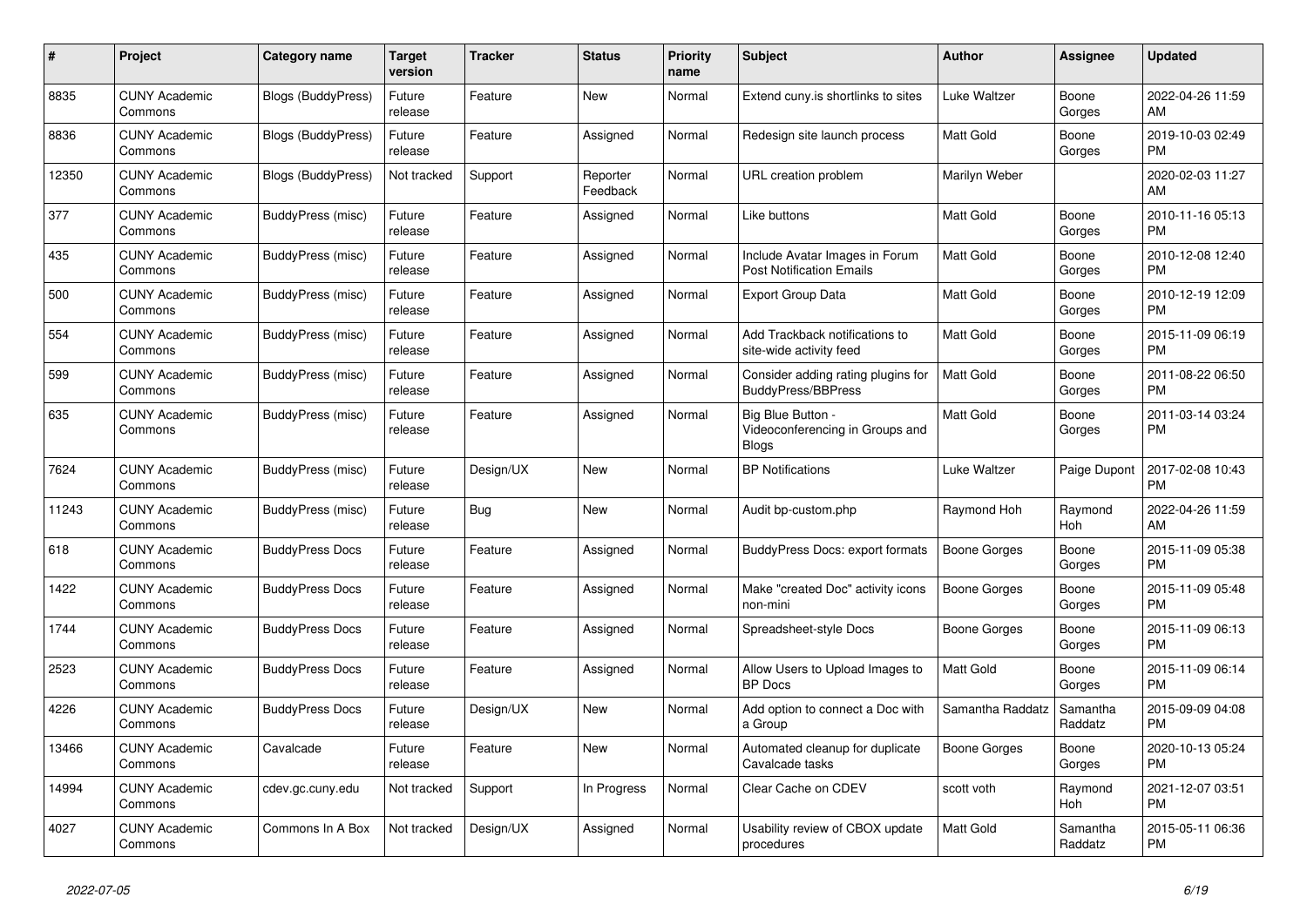| # | Project | Category name | Target version | Tracker | Status | Priority name | Subject | Author | Assignee | Updated |
|---|---|---|---|---|---|---|---|---|---|---|
| 8835 | CUNY Academic Commons | Blogs (BuddyPress) | Future release | Feature | New | Normal | Extend cuny.is shortlinks to sites | Luke Waltzer | Boone Gorges | 2022-04-26 11:59 AM |
| 8836 | CUNY Academic Commons | Blogs (BuddyPress) | Future release | Feature | Assigned | Normal | Redesign site launch process | Matt Gold | Boone Gorges | 2019-10-03 02:49 PM |
| 12350 | CUNY Academic Commons | Blogs (BuddyPress) | Not tracked | Support | Reporter Feedback | Normal | URL creation problem | Marilyn Weber | | 2020-02-03 11:27 AM |
| 377 | CUNY Academic Commons | BuddyPress (misc) | Future release | Feature | Assigned | Normal | Like buttons | Matt Gold | Boone Gorges | 2010-11-16 05:13 PM |
| 435 | CUNY Academic Commons | BuddyPress (misc) | Future release | Feature | Assigned | Normal | Include Avatar Images in Forum Post Notification Emails | Matt Gold | Boone Gorges | 2010-12-08 12:40 PM |
| 500 | CUNY Academic Commons | BuddyPress (misc) | Future release | Feature | Assigned | Normal | Export Group Data | Matt Gold | Boone Gorges | 2010-12-19 12:09 PM |
| 554 | CUNY Academic Commons | BuddyPress (misc) | Future release | Feature | Assigned | Normal | Add Trackback notifications to site-wide activity feed | Matt Gold | Boone Gorges | 2015-11-09 06:19 PM |
| 599 | CUNY Academic Commons | BuddyPress (misc) | Future release | Feature | Assigned | Normal | Consider adding rating plugins for BuddyPress/BBPress | Matt Gold | Boone Gorges | 2011-08-22 06:50 PM |
| 635 | CUNY Academic Commons | BuddyPress (misc) | Future release | Feature | Assigned | Normal | Big Blue Button - Videoconferencing in Groups and Blogs | Matt Gold | Boone Gorges | 2011-03-14 03:24 PM |
| 7624 | CUNY Academic Commons | BuddyPress (misc) | Future release | Design/UX | New | Normal | BP Notifications | Luke Waltzer | Paige Dupont | 2017-02-08 10:43 PM |
| 11243 | CUNY Academic Commons | BuddyPress (misc) | Future release | Bug | New | Normal | Audit bp-custom.php | Raymond Hoh | Raymond Hoh | 2022-04-26 11:59 AM |
| 618 | CUNY Academic Commons | BuddyPress Docs | Future release | Feature | Assigned | Normal | BuddyPress Docs: export formats | Boone Gorges | Boone Gorges | 2015-11-09 05:38 PM |
| 1422 | CUNY Academic Commons | BuddyPress Docs | Future release | Feature | Assigned | Normal | Make "created Doc" activity icons non-mini | Boone Gorges | Boone Gorges | 2015-11-09 05:48 PM |
| 1744 | CUNY Academic Commons | BuddyPress Docs | Future release | Feature | Assigned | Normal | Spreadsheet-style Docs | Boone Gorges | Boone Gorges | 2015-11-09 06:13 PM |
| 2523 | CUNY Academic Commons | BuddyPress Docs | Future release | Feature | Assigned | Normal | Allow Users to Upload Images to BP Docs | Matt Gold | Boone Gorges | 2015-11-09 06:14 PM |
| 4226 | CUNY Academic Commons | BuddyPress Docs | Future release | Design/UX | New | Normal | Add option to connect a Doc with a Group | Samantha Raddatz | Samantha Raddatz | 2015-09-09 04:08 PM |
| 13466 | CUNY Academic Commons | Cavalcade | Future release | Feature | New | Normal | Automated cleanup for duplicate Cavalcade tasks | Boone Gorges | Boone Gorges | 2020-10-13 05:24 PM |
| 14994 | CUNY Academic Commons | cdev.gc.cuny.edu | Not tracked | Support | In Progress | Normal | Clear Cache on CDEV | scott voth | Raymond Hoh | 2021-12-07 03:51 PM |
| 4027 | CUNY Academic Commons | Commons In A Box | Not tracked | Design/UX | Assigned | Normal | Usability review of CBOX update procedures | Matt Gold | Samantha Raddatz | 2015-05-11 06:36 PM |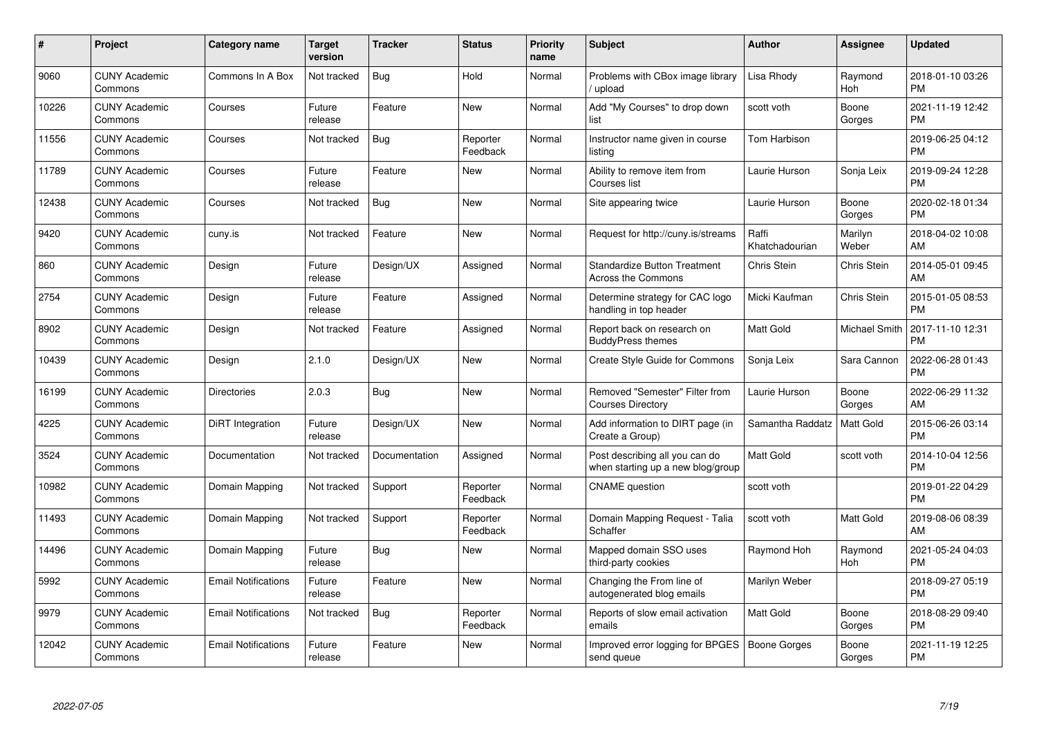| # | Project | Category name | Target version | Tracker | Status | Priority name | Subject | Author | Assignee | Updated |
|---|---|---|---|---|---|---|---|---|---|---|
| 9060 | CUNY Academic Commons | Commons In A Box | Not tracked | Bug | Hold | Normal | Problems with CBox image library / upload | Lisa Rhody | Raymond Hoh | 2018-01-10 03:26 PM |
| 10226 | CUNY Academic Commons | Courses | Future release | Feature | New | Normal | Add "My Courses" to drop down list | scott voth | Boone Gorges | 2021-11-19 12:42 PM |
| 11556 | CUNY Academic Commons | Courses | Not tracked | Bug | Reporter Feedback | Normal | Instructor name given in course listing | Tom Harbison | | 2019-06-25 04:12 PM |
| 11789 | CUNY Academic Commons | Courses | Future release | Feature | New | Normal | Ability to remove item from Courses list | Laurie Hurson | Sonja Leix | 2019-09-24 12:28 PM |
| 12438 | CUNY Academic Commons | Courses | Not tracked | Bug | New | Normal | Site appearing twice | Laurie Hurson | Boone Gorges | 2020-02-18 01:34 PM |
| 9420 | CUNY Academic Commons | cuny.is | Not tracked | Feature | New | Normal | Request for http://cuny.is/streams | Raffi Khatchadourian | Marilyn Weber | 2018-04-02 10:08 AM |
| 860 | CUNY Academic Commons | Design | Future release | Design/UX | Assigned | Normal | Standardize Button Treatment Across the Commons | Chris Stein | Chris Stein | 2014-05-01 09:45 AM |
| 2754 | CUNY Academic Commons | Design | Future release | Feature | Assigned | Normal | Determine strategy for CAC logo handling in top header | Micki Kaufman | Chris Stein | 2015-01-05 08:53 PM |
| 8902 | CUNY Academic Commons | Design | Not tracked | Feature | Assigned | Normal | Report back on research on BuddyPress themes | Matt Gold | Michael Smith | 2017-11-10 12:31 PM |
| 10439 | CUNY Academic Commons | Design | 2.1.0 | Design/UX | New | Normal | Create Style Guide for Commons | Sonja Leix | Sara Cannon | 2022-06-28 01:43 PM |
| 16199 | CUNY Academic Commons | Directories | 2.0.3 | Bug | New | Normal | Removed "Semester" Filter from Courses Directory | Laurie Hurson | Boone Gorges | 2022-06-29 11:32 AM |
| 4225 | CUNY Academic Commons | DiRT Integration | Future release | Design/UX | New | Normal | Add information to DIRT page (in Create a Group) | Samantha Raddatz | Matt Gold | 2015-06-26 03:14 PM |
| 3524 | CUNY Academic Commons | Documentation | Not tracked | Documentation | Assigned | Normal | Post describing all you can do when starting up a new blog/group | Matt Gold | scott voth | 2014-10-04 12:56 PM |
| 10982 | CUNY Academic Commons | Domain Mapping | Not tracked | Support | Reporter Feedback | Normal | CNAME question | scott voth | | 2019-01-22 04:29 PM |
| 11493 | CUNY Academic Commons | Domain Mapping | Not tracked | Support | Reporter Feedback | Normal | Domain Mapping Request - Talia Schaffer | scott voth | Matt Gold | 2019-08-06 08:39 AM |
| 14496 | CUNY Academic Commons | Domain Mapping | Future release | Bug | New | Normal | Mapped domain SSO uses third-party cookies | Raymond Hoh | Raymond Hoh | 2021-05-24 04:03 PM |
| 5992 | CUNY Academic Commons | Email Notifications | Future release | Feature | New | Normal | Changing the From line of autogenerated blog emails | Marilyn Weber | | 2018-09-27 05:19 PM |
| 9979 | CUNY Academic Commons | Email Notifications | Not tracked | Bug | Reporter Feedback | Normal | Reports of slow email activation emails | Matt Gold | Boone Gorges | 2018-08-29 09:40 PM |
| 12042 | CUNY Academic Commons | Email Notifications | Future release | Feature | New | Normal | Improved error logging for BPGES send queue | Boone Gorges | Boone Gorges | 2021-11-19 12:25 PM |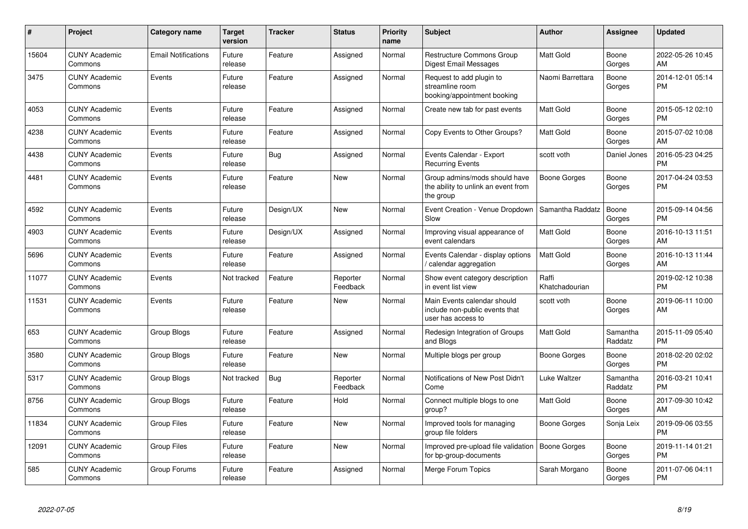| # | Project | Category name | Target version | Tracker | Status | Priority name | Subject | Author | Assignee | Updated |
|---|---|---|---|---|---|---|---|---|---|---|
| 15604 | CUNY Academic Commons | Email Notifications | Future release | Feature | Assigned | Normal | Restructure Commons Group Digest Email Messages | Matt Gold | Boone Gorges | 2022-05-26 10:45 AM |
| 3475 | CUNY Academic Commons | Events | Future release | Feature | Assigned | Normal | Request to add plugin to streamline room booking/appointment booking | Naomi Barrettara | Boone Gorges | 2014-12-01 05:14 PM |
| 4053 | CUNY Academic Commons | Events | Future release | Feature | Assigned | Normal | Create new tab for past events | Matt Gold | Boone Gorges | 2015-05-12 02:10 PM |
| 4238 | CUNY Academic Commons | Events | Future release | Feature | Assigned | Normal | Copy Events to Other Groups? | Matt Gold | Boone Gorges | 2015-07-02 10:08 AM |
| 4438 | CUNY Academic Commons | Events | Future release | Bug | Assigned | Normal | Events Calendar - Export Recurring Events | scott voth | Daniel Jones | 2016-05-23 04:25 PM |
| 4481 | CUNY Academic Commons | Events | Future release | Feature | New | Normal | Group admins/mods should have the ability to unlink an event from the group | Boone Gorges | Boone Gorges | 2017-04-24 03:53 PM |
| 4592 | CUNY Academic Commons | Events | Future release | Design/UX | New | Normal | Event Creation - Venue Dropdown Slow | Samantha Raddatz | Boone Gorges | 2015-09-14 04:56 PM |
| 4903 | CUNY Academic Commons | Events | Future release | Design/UX | Assigned | Normal | Improving visual appearance of event calendars | Matt Gold | Boone Gorges | 2016-10-13 11:51 AM |
| 5696 | CUNY Academic Commons | Events | Future release | Feature | Assigned | Normal | Events Calendar - display options / calendar aggregation | Matt Gold | Boone Gorges | 2016-10-13 11:44 AM |
| 11077 | CUNY Academic Commons | Events | Not tracked | Feature | Reporter Feedback | Normal | Show event category description in event list view | Raffi Khatchadourian | | 2019-02-12 10:38 PM |
| 11531 | CUNY Academic Commons | Events | Future release | Feature | New | Normal | Main Events calendar should include non-public events that user has access to | scott voth | Boone Gorges | 2019-06-11 10:00 AM |
| 653 | CUNY Academic Commons | Group Blogs | Future release | Feature | Assigned | Normal | Redesign Integration of Groups and Blogs | Matt Gold | Samantha Raddatz | 2015-11-09 05:40 PM |
| 3580 | CUNY Academic Commons | Group Blogs | Future release | Feature | New | Normal | Multiple blogs per group | Boone Gorges | Boone Gorges | 2018-02-20 02:02 PM |
| 5317 | CUNY Academic Commons | Group Blogs | Not tracked | Bug | Reporter Feedback | Normal | Notifications of New Post Didn't Come | Luke Waltzer | Samantha Raddatz | 2016-03-21 10:41 PM |
| 8756 | CUNY Academic Commons | Group Blogs | Future release | Feature | Hold | Normal | Connect multiple blogs to one group? | Matt Gold | Boone Gorges | 2017-09-30 10:42 AM |
| 11834 | CUNY Academic Commons | Group Files | Future release | Feature | New | Normal | Improved tools for managing group file folders | Boone Gorges | Sonja Leix | 2019-09-06 03:55 PM |
| 12091 | CUNY Academic Commons | Group Files | Future release | Feature | New | Normal | Improved pre-upload file validation for bp-group-documents | Boone Gorges | Boone Gorges | 2019-11-14 01:21 PM |
| 585 | CUNY Academic Commons | Group Forums | Future release | Feature | Assigned | Normal | Merge Forum Topics | Sarah Morgano | Boone Gorges | 2011-07-06 04:11 PM |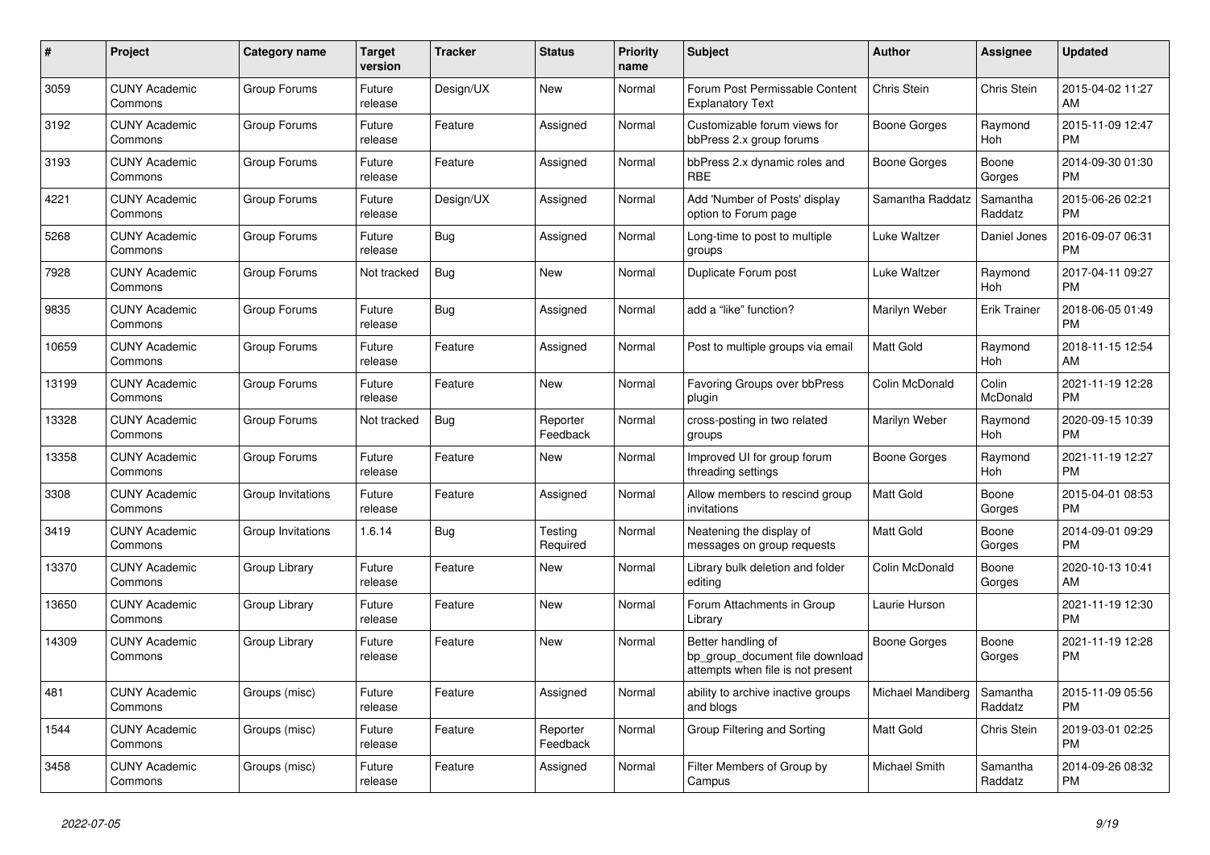| # | Project | Category name | Target version | Tracker | Status | Priority name | Subject | Author | Assignee | Updated |
|---|---|---|---|---|---|---|---|---|---|---|
| 3059 | CUNY Academic Commons | Group Forums | Future release | Design/UX | New | Normal | Forum Post Permissable Content Explanatory Text | Chris Stein | Chris Stein | 2015-04-02 11:27 AM |
| 3192 | CUNY Academic Commons | Group Forums | Future release | Feature | Assigned | Normal | Customizable forum views for bbPress 2.x group forums | Boone Gorges | Raymond Hoh | 2015-11-09 12:47 PM |
| 3193 | CUNY Academic Commons | Group Forums | Future release | Feature | Assigned | Normal | bbPress 2.x dynamic roles and RBE | Boone Gorges | Boone Gorges | 2014-09-30 01:30 PM |
| 4221 | CUNY Academic Commons | Group Forums | Future release | Design/UX | Assigned | Normal | Add 'Number of Posts' display option to Forum page | Samantha Raddatz | Samantha Raddatz | 2015-06-26 02:21 PM |
| 5268 | CUNY Academic Commons | Group Forums | Future release | Bug | Assigned | Normal | Long-time to post to multiple groups | Luke Waltzer | Daniel Jones | 2016-09-07 06:31 PM |
| 7928 | CUNY Academic Commons | Group Forums | Not tracked | Bug | New | Normal | Duplicate Forum post | Luke Waltzer | Raymond Hoh | 2017-04-11 09:27 PM |
| 9835 | CUNY Academic Commons | Group Forums | Future release | Bug | Assigned | Normal | add a "like" function? | Marilyn Weber | Erik Trainer | 2018-06-05 01:49 PM |
| 10659 | CUNY Academic Commons | Group Forums | Future release | Feature | Assigned | Normal | Post to multiple groups via email | Matt Gold | Raymond Hoh | 2018-11-15 12:54 AM |
| 13199 | CUNY Academic Commons | Group Forums | Future release | Feature | New | Normal | Favoring Groups over bbPress plugin | Colin McDonald | Colin McDonald | 2021-11-19 12:28 PM |
| 13328 | CUNY Academic Commons | Group Forums | Not tracked | Bug | Reporter Feedback | Normal | cross-posting in two related groups | Marilyn Weber | Raymond Hoh | 2020-09-15 10:39 PM |
| 13358 | CUNY Academic Commons | Group Forums | Future release | Feature | New | Normal | Improved UI for group forum threading settings | Boone Gorges | Raymond Hoh | 2021-11-19 12:27 PM |
| 3308 | CUNY Academic Commons | Group Invitations | Future release | Feature | Assigned | Normal | Allow members to rescind group invitations | Matt Gold | Boone Gorges | 2015-04-01 08:53 PM |
| 3419 | CUNY Academic Commons | Group Invitations | 1.6.14 | Bug | Testing Required | Normal | Neatening the display of messages on group requests | Matt Gold | Boone Gorges | 2014-09-01 09:29 PM |
| 13370 | CUNY Academic Commons | Group Library | Future release | Feature | New | Normal | Library bulk deletion and folder editing | Colin McDonald | Boone Gorges | 2020-10-13 10:41 AM |
| 13650 | CUNY Academic Commons | Group Library | Future release | Feature | New | Normal | Forum Attachments in Group Library | Laurie Hurson | | 2021-11-19 12:30 PM |
| 14309 | CUNY Academic Commons | Group Library | Future release | Feature | New | Normal | Better handling of bp_group_document file download attempts when file is not present | Boone Gorges | Boone Gorges | 2021-11-19 12:28 PM |
| 481 | CUNY Academic Commons | Groups (misc) | Future release | Feature | Assigned | Normal | ability to archive inactive groups and blogs | Michael Mandiberg | Samantha Raddatz | 2015-11-09 05:56 PM |
| 1544 | CUNY Academic Commons | Groups (misc) | Future release | Feature | Reporter Feedback | Normal | Group Filtering and Sorting | Matt Gold | Chris Stein | 2019-03-01 02:25 PM |
| 3458 | CUNY Academic Commons | Groups (misc) | Future release | Feature | Assigned | Normal | Filter Members of Group by Campus | Michael Smith | Samantha Raddatz | 2014-09-26 08:32 PM |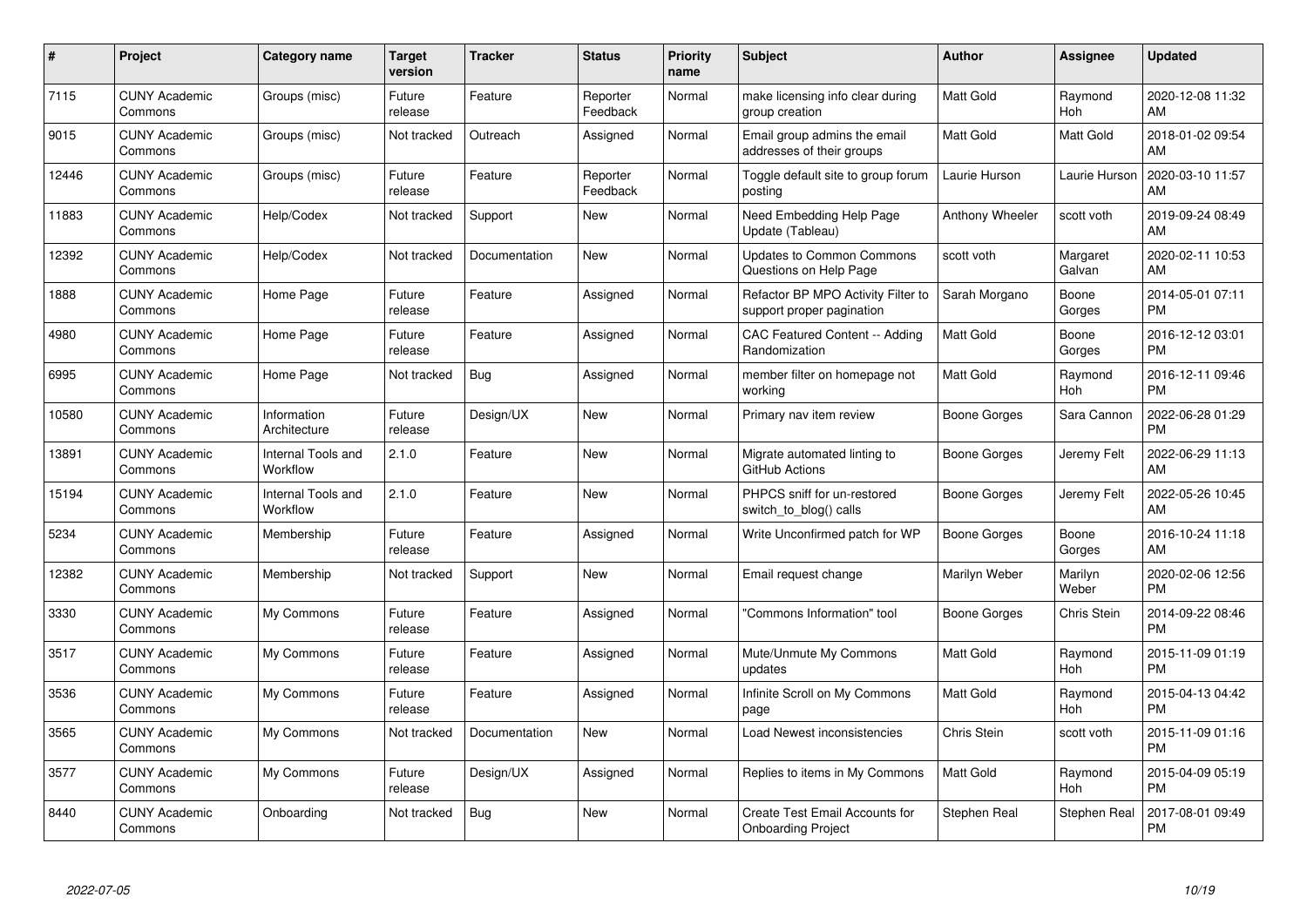| # | Project | Category name | Target version | Tracker | Status | Priority name | Subject | Author | Assignee | Updated |
|---|---|---|---|---|---|---|---|---|---|---|
| 7115 | CUNY Academic Commons | Groups (misc) | Future release | Feature | Reporter Feedback | Normal | make licensing info clear during group creation | Matt Gold | Raymond Hoh | 2020-12-08 11:32 AM |
| 9015 | CUNY Academic Commons | Groups (misc) | Not tracked | Outreach | Assigned | Normal | Email group admins the email addresses of their groups | Matt Gold | Matt Gold | 2018-01-02 09:54 AM |
| 12446 | CUNY Academic Commons | Groups (misc) | Future release | Feature | Reporter Feedback | Normal | Toggle default site to group forum posting | Laurie Hurson | Laurie Hurson | 2020-03-10 11:57 AM |
| 11883 | CUNY Academic Commons | Help/Codex | Not tracked | Support | New | Normal | Need Embedding Help Page Update (Tableau) | Anthony Wheeler | scott voth | 2019-09-24 08:49 AM |
| 12392 | CUNY Academic Commons | Help/Codex | Not tracked | Documentation | New | Normal | Updates to Common Commons Questions on Help Page | scott voth | Margaret Galvan | 2020-02-11 10:53 AM |
| 1888 | CUNY Academic Commons | Home Page | Future release | Feature | Assigned | Normal | Refactor BP MPO Activity Filter to support proper pagination | Sarah Morgano | Boone Gorges | 2014-05-01 07:11 PM |
| 4980 | CUNY Academic Commons | Home Page | Future release | Feature | Assigned | Normal | CAC Featured Content -- Adding Randomization | Matt Gold | Boone Gorges | 2016-12-12 03:01 PM |
| 6995 | CUNY Academic Commons | Home Page | Not tracked | Bug | Assigned | Normal | member filter on homepage not working | Matt Gold | Raymond Hoh | 2016-12-11 09:46 PM |
| 10580 | CUNY Academic Commons | Information Architecture | Future release | Design/UX | New | Normal | Primary nav item review | Boone Gorges | Sara Cannon | 2022-06-28 01:29 PM |
| 13891 | CUNY Academic Commons | Internal Tools and Workflow | 2.1.0 | Feature | New | Normal | Migrate automated linting to GitHub Actions | Boone Gorges | Jeremy Felt | 2022-06-29 11:13 AM |
| 15194 | CUNY Academic Commons | Internal Tools and Workflow | 2.1.0 | Feature | New | Normal | PHPCS sniff for un-restored switch_to_blog() calls | Boone Gorges | Jeremy Felt | 2022-05-26 10:45 AM |
| 5234 | CUNY Academic Commons | Membership | Future release | Feature | Assigned | Normal | Write Unconfirmed patch for WP | Boone Gorges | Boone Gorges | 2016-10-24 11:18 AM |
| 12382 | CUNY Academic Commons | Membership | Not tracked | Support | New | Normal | Email request change | Marilyn Weber | Marilyn Weber | 2020-02-06 12:56 PM |
| 3330 | CUNY Academic Commons | My Commons | Future release | Feature | Assigned | Normal | "Commons Information" tool | Boone Gorges | Chris Stein | 2014-09-22 08:46 PM |
| 3517 | CUNY Academic Commons | My Commons | Future release | Feature | Assigned | Normal | Mute/Unmute My Commons updates | Matt Gold | Raymond Hoh | 2015-11-09 01:19 PM |
| 3536 | CUNY Academic Commons | My Commons | Future release | Feature | Assigned | Normal | Infinite Scroll on My Commons page | Matt Gold | Raymond Hoh | 2015-04-13 04:42 PM |
| 3565 | CUNY Academic Commons | My Commons | Not tracked | Documentation | New | Normal | Load Newest inconsistencies | Chris Stein | scott voth | 2015-11-09 01:16 PM |
| 3577 | CUNY Academic Commons | My Commons | Future release | Design/UX | Assigned | Normal | Replies to items in My Commons | Matt Gold | Raymond Hoh | 2015-04-09 05:19 PM |
| 8440 | CUNY Academic Commons | Onboarding | Not tracked | Bug | New | Normal | Create Test Email Accounts for Onboarding Project | Stephen Real | Stephen Real | 2017-08-01 09:49 PM |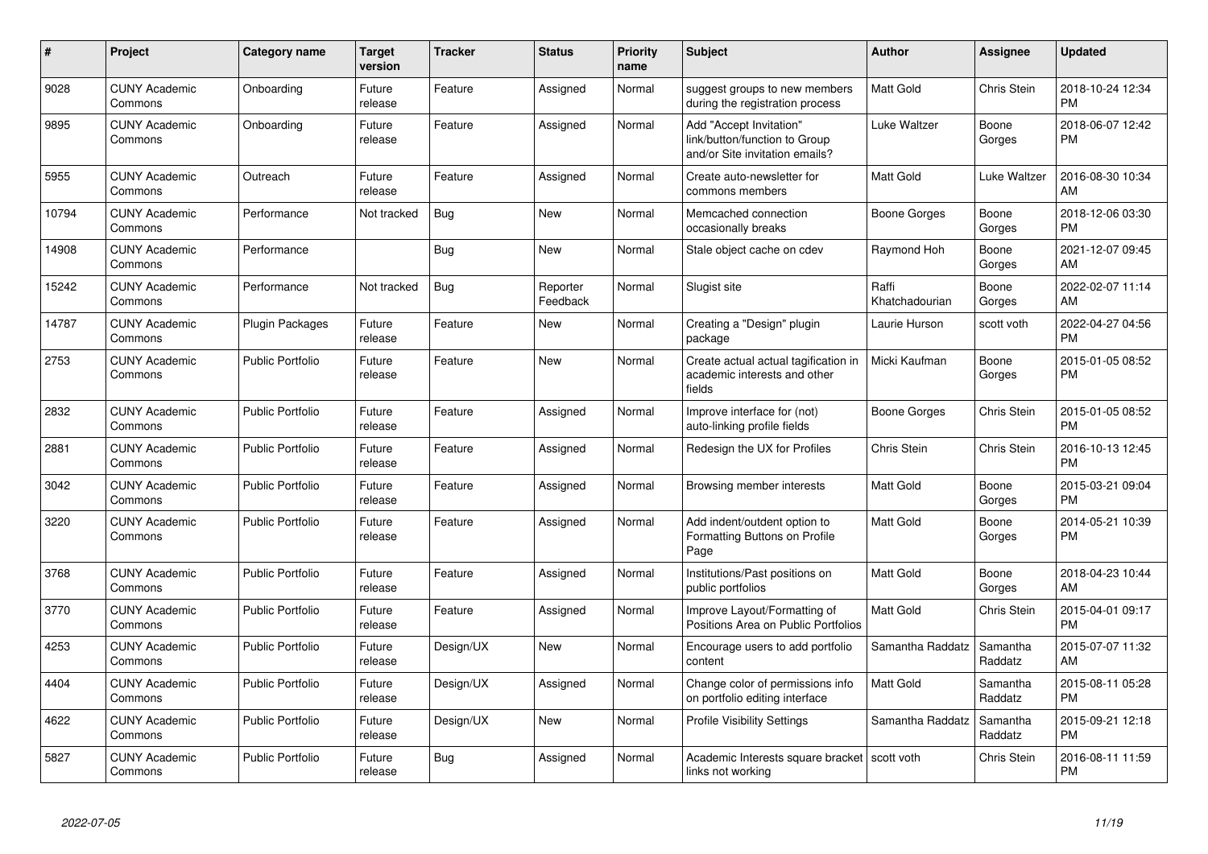| # | Project | Category name | Target version | Tracker | Status | Priority name | Subject | Author | Assignee | Updated |
|---|---|---|---|---|---|---|---|---|---|---|
| 9028 | CUNY Academic Commons | Onboarding | Future release | Feature | Assigned | Normal | suggest groups to new members during the registration process | Matt Gold | Chris Stein | 2018-10-24 12:34 PM |
| 9895 | CUNY Academic Commons | Onboarding | Future release | Feature | Assigned | Normal | Add "Accept Invitation" link/button/function to Group and/or Site invitation emails? | Luke Waltzer | Boone Gorges | 2018-06-07 12:42 PM |
| 5955 | CUNY Academic Commons | Outreach | Future release | Feature | Assigned | Normal | Create auto-newsletter for commons members | Matt Gold | Luke Waltzer | 2016-08-30 10:34 AM |
| 10794 | CUNY Academic Commons | Performance | Not tracked | Bug | New | Normal | Memcached connection occasionally breaks | Boone Gorges | Boone Gorges | 2018-12-06 03:30 PM |
| 14908 | CUNY Academic Commons | Performance | | Bug | New | Normal | Stale object cache on cdev | Raymond Hoh | Boone Gorges | 2021-12-07 09:45 AM |
| 15242 | CUNY Academic Commons | Performance | Not tracked | Bug | Reporter Feedback | Normal | Slugist site | Raffi Khatchadourian | Boone Gorges | 2022-02-07 11:14 AM |
| 14787 | CUNY Academic Commons | Plugin Packages | Future release | Feature | New | Normal | Creating a "Design" plugin package | Laurie Hurson | scott voth | 2022-04-27 04:56 PM |
| 2753 | CUNY Academic Commons | Public Portfolio | Future release | Feature | New | Normal | Create actual actual tagification in academic interests and other fields | Micki Kaufman | Boone Gorges | 2015-01-05 08:52 PM |
| 2832 | CUNY Academic Commons | Public Portfolio | Future release | Feature | Assigned | Normal | Improve interface for (not) auto-linking profile fields | Boone Gorges | Chris Stein | 2015-01-05 08:52 PM |
| 2881 | CUNY Academic Commons | Public Portfolio | Future release | Feature | Assigned | Normal | Redesign the UX for Profiles | Chris Stein | Chris Stein | 2016-10-13 12:45 PM |
| 3042 | CUNY Academic Commons | Public Portfolio | Future release | Feature | Assigned | Normal | Browsing member interests | Matt Gold | Boone Gorges | 2015-03-21 09:04 PM |
| 3220 | CUNY Academic Commons | Public Portfolio | Future release | Feature | Assigned | Normal | Add indent/outdent option to Formatting Buttons on Profile Page | Matt Gold | Boone Gorges | 2014-05-21 10:39 PM |
| 3768 | CUNY Academic Commons | Public Portfolio | Future release | Feature | Assigned | Normal | Institutions/Past positions on public portfolios | Matt Gold | Boone Gorges | 2018-04-23 10:44 AM |
| 3770 | CUNY Academic Commons | Public Portfolio | Future release | Feature | Assigned | Normal | Improve Layout/Formatting of Positions Area on Public Portfolios | Matt Gold | Chris Stein | 2015-04-01 09:17 PM |
| 4253 | CUNY Academic Commons | Public Portfolio | Future release | Design/UX | New | Normal | Encourage users to add portfolio content | Samantha Raddatz | Samantha Raddatz | 2015-07-07 11:32 AM |
| 4404 | CUNY Academic Commons | Public Portfolio | Future release | Design/UX | Assigned | Normal | Change color of permissions info on portfolio editing interface | Matt Gold | Samantha Raddatz | 2015-08-11 05:28 PM |
| 4622 | CUNY Academic Commons | Public Portfolio | Future release | Design/UX | New | Normal | Profile Visibility Settings | Samantha Raddatz | Samantha Raddatz | 2015-09-21 12:18 PM |
| 5827 | CUNY Academic Commons | Public Portfolio | Future release | Bug | Assigned | Normal | Academic Interests square bracket links not working | scott voth | Chris Stein | 2016-08-11 11:59 PM |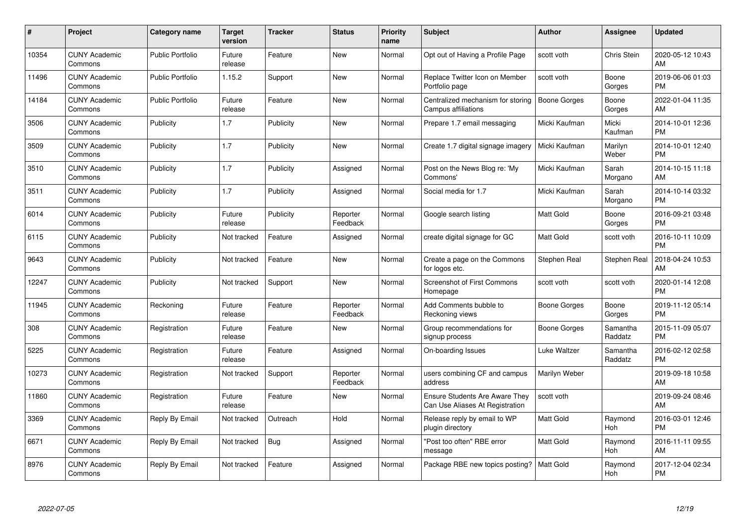| # | Project | Category name | Target version | Tracker | Status | Priority name | Subject | Author | Assignee | Updated |
|---|---|---|---|---|---|---|---|---|---|---|
| 10354 | CUNY Academic Commons | Public Portfolio | Future release | Feature | New | Normal | Opt out of Having a Profile Page | scott voth | Chris Stein | 2020-05-12 10:43 AM |
| 11496 | CUNY Academic Commons | Public Portfolio | 1.15.2 | Support | New | Normal | Replace Twitter Icon on Member Portfolio page | scott voth | Boone Gorges | 2019-06-06 01:03 PM |
| 14184 | CUNY Academic Commons | Public Portfolio | Future release | Feature | New | Normal | Centralized mechanism for storing Campus affiliations | Boone Gorges | Boone Gorges | 2022-01-04 11:35 AM |
| 3506 | CUNY Academic Commons | Publicity | 1.7 | Publicity | New | Normal | Prepare 1.7 email messaging | Micki Kaufman | Micki Kaufman | 2014-10-01 12:36 PM |
| 3509 | CUNY Academic Commons | Publicity | 1.7 | Publicity | New | Normal | Create 1.7 digital signage imagery | Micki Kaufman | Marilyn Weber | 2014-10-01 12:40 PM |
| 3510 | CUNY Academic Commons | Publicity | 1.7 | Publicity | Assigned | Normal | Post on the News Blog re: 'My Commons' | Micki Kaufman | Sarah Morgano | 2014-10-15 11:18 AM |
| 3511 | CUNY Academic Commons | Publicity | 1.7 | Publicity | Assigned | Normal | Social media for 1.7 | Micki Kaufman | Sarah Morgano | 2014-10-14 03:32 PM |
| 6014 | CUNY Academic Commons | Publicity | Future release | Publicity | Reporter Feedback | Normal | Google search listing | Matt Gold | Boone Gorges | 2016-09-21 03:48 PM |
| 6115 | CUNY Academic Commons | Publicity | Not tracked | Feature | Assigned | Normal | create digital signage for GC | Matt Gold | scott voth | 2016-10-11 10:09 PM |
| 9643 | CUNY Academic Commons | Publicity | Not tracked | Feature | New | Normal | Create a page on the Commons for logos etc. | Stephen Real | Stephen Real | 2018-04-24 10:53 AM |
| 12247 | CUNY Academic Commons | Publicity | Not tracked | Support | New | Normal | Screenshot of First Commons Homepage | scott voth | scott voth | 2020-01-14 12:08 PM |
| 11945 | CUNY Academic Commons | Reckoning | Future release | Feature | Reporter Feedback | Normal | Add Comments bubble to Reckoning views | Boone Gorges | Boone Gorges | 2019-11-12 05:14 PM |
| 308 | CUNY Academic Commons | Registration | Future release | Feature | New | Normal | Group recommendations for signup process | Boone Gorges | Samantha Raddatz | 2015-11-09 05:07 PM |
| 5225 | CUNY Academic Commons | Registration | Future release | Feature | Assigned | Normal | On-boarding Issues | Luke Waltzer | Samantha Raddatz | 2016-02-12 02:58 PM |
| 10273 | CUNY Academic Commons | Registration | Not tracked | Support | Reporter Feedback | Normal | users combining CF and campus address | Marilyn Weber | | 2019-09-18 10:58 AM |
| 11860 | CUNY Academic Commons | Registration | Future release | Feature | New | Normal | Ensure Students Are Aware They Can Use Aliases At Registration | scott voth | | 2019-09-24 08:46 AM |
| 3369 | CUNY Academic Commons | Reply By Email | Not tracked | Outreach | Hold | Normal | Release reply by email to WP plugin directory | Matt Gold | Raymond Hoh | 2016-03-01 12:46 PM |
| 6671 | CUNY Academic Commons | Reply By Email | Not tracked | Bug | Assigned | Normal | "Post too often" RBE error message | Matt Gold | Raymond Hoh | 2016-11-11 09:55 AM |
| 8976 | CUNY Academic Commons | Reply By Email | Not tracked | Feature | Assigned | Normal | Package RBE new topics posting? | Matt Gold | Raymond Hoh | 2017-12-04 02:34 PM |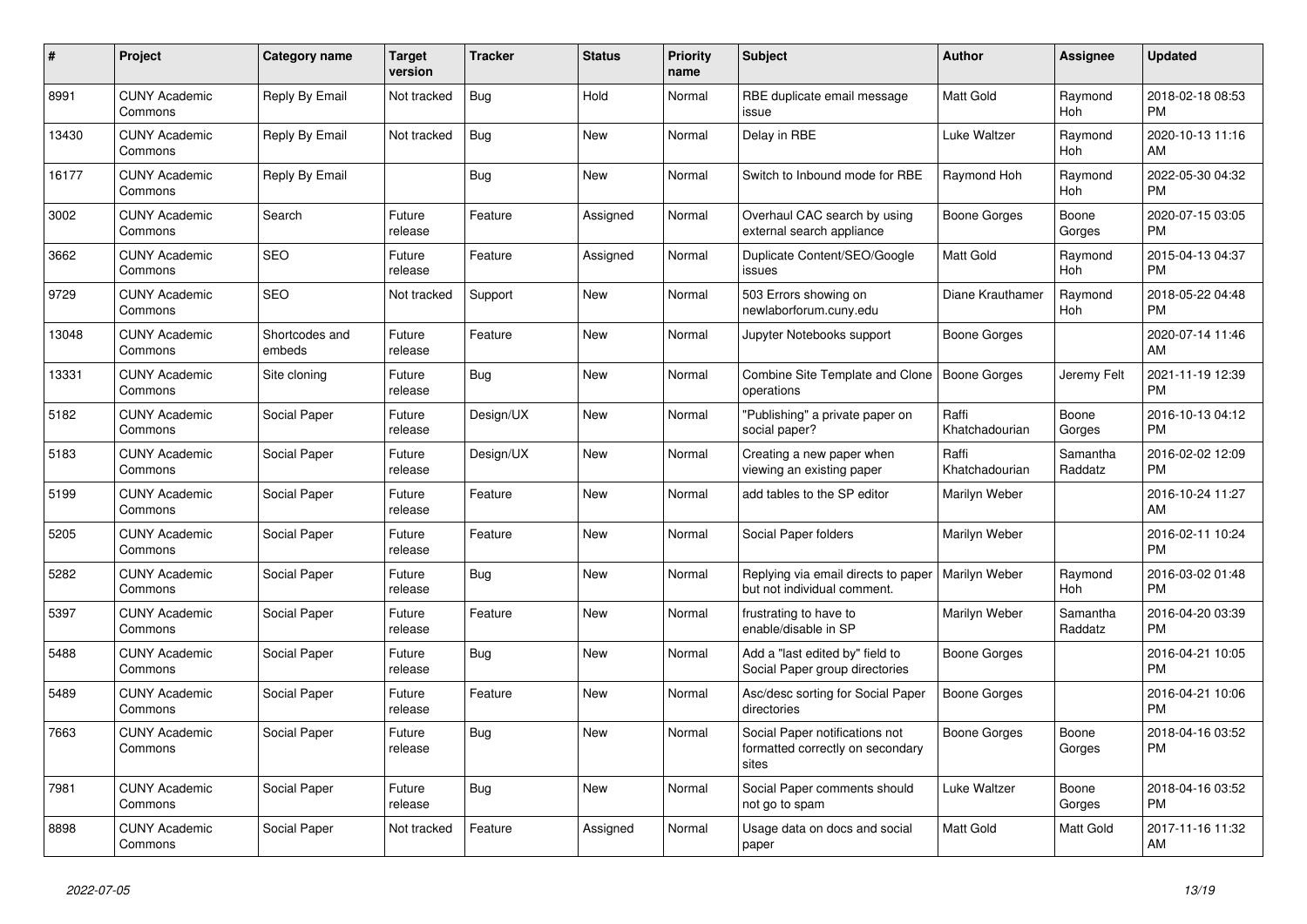| # | Project | Category name | Target version | Tracker | Status | Priority name | Subject | Author | Assignee | Updated |
|---|---|---|---|---|---|---|---|---|---|---|
| 8991 | CUNY Academic Commons | Reply By Email | Not tracked | Bug | Hold | Normal | RBE duplicate email message issue | Matt Gold | Raymond Hoh | 2018-02-18 08:53 PM |
| 13430 | CUNY Academic Commons | Reply By Email | Not tracked | Bug | New | Normal | Delay in RBE | Luke Waltzer | Raymond Hoh | 2020-10-13 11:16 AM |
| 16177 | CUNY Academic Commons | Reply By Email | | Bug | New | Normal | Switch to Inbound mode for RBE | Raymond Hoh | Raymond Hoh | 2022-05-30 04:32 PM |
| 3002 | CUNY Academic Commons | Search | Future release | Feature | Assigned | Normal | Overhaul CAC search by using external search appliance | Boone Gorges | Boone Gorges | 2020-07-15 03:05 PM |
| 3662 | CUNY Academic Commons | SEO | Future release | Feature | Assigned | Normal | Duplicate Content/SEO/Google issues | Matt Gold | Raymond Hoh | 2015-04-13 04:37 PM |
| 9729 | CUNY Academic Commons | SEO | Not tracked | Support | New | Normal | 503 Errors showing on newlaborforum.cuny.edu | Diane Krauthamer | Raymond Hoh | 2018-05-22 04:48 PM |
| 13048 | CUNY Academic Commons | Shortcodes and embeds | Future release | Feature | New | Normal | Jupyter Notebooks support | Boone Gorges | | 2020-07-14 11:46 AM |
| 13331 | CUNY Academic Commons | Site cloning | Future release | Bug | New | Normal | Combine Site Template and Clone operations | Boone Gorges | Jeremy Felt | 2021-11-19 12:39 PM |
| 5182 | CUNY Academic Commons | Social Paper | Future release | Design/UX | New | Normal | "Publishing" a private paper on social paper? | Raffi Khatchadourian | Boone Gorges | 2016-10-13 04:12 PM |
| 5183 | CUNY Academic Commons | Social Paper | Future release | Design/UX | New | Normal | Creating a new paper when viewing an existing paper | Raffi Khatchadourian | Samantha Raddatz | 2016-02-02 12:09 PM |
| 5199 | CUNY Academic Commons | Social Paper | Future release | Feature | New | Normal | add tables to the SP editor | Marilyn Weber | | 2016-10-24 11:27 AM |
| 5205 | CUNY Academic Commons | Social Paper | Future release | Feature | New | Normal | Social Paper folders | Marilyn Weber | | 2016-02-11 10:24 PM |
| 5282 | CUNY Academic Commons | Social Paper | Future release | Bug | New | Normal | Replying via email directs to paper but not individual comment. | Marilyn Weber | Raymond Hoh | 2016-03-02 01:48 PM |
| 5397 | CUNY Academic Commons | Social Paper | Future release | Feature | New | Normal | frustrating to have to enable/disable in SP | Marilyn Weber | Samantha Raddatz | 2016-04-20 03:39 PM |
| 5488 | CUNY Academic Commons | Social Paper | Future release | Bug | New | Normal | Add a "last edited by" field to Social Paper group directories | Boone Gorges | | 2016-04-21 10:05 PM |
| 5489 | CUNY Academic Commons | Social Paper | Future release | Feature | New | Normal | Asc/desc sorting for Social Paper directories | Boone Gorges | | 2016-04-21 10:06 PM |
| 7663 | CUNY Academic Commons | Social Paper | Future release | Bug | New | Normal | Social Paper notifications not formatted correctly on secondary sites | Boone Gorges | Boone Gorges | 2018-04-16 03:52 PM |
| 7981 | CUNY Academic Commons | Social Paper | Future release | Bug | New | Normal | Social Paper comments should not go to spam | Luke Waltzer | Boone Gorges | 2018-04-16 03:52 PM |
| 8898 | CUNY Academic Commons | Social Paper | Not tracked | Feature | Assigned | Normal | Usage data on docs and social paper | Matt Gold | Matt Gold | 2017-11-16 11:32 AM |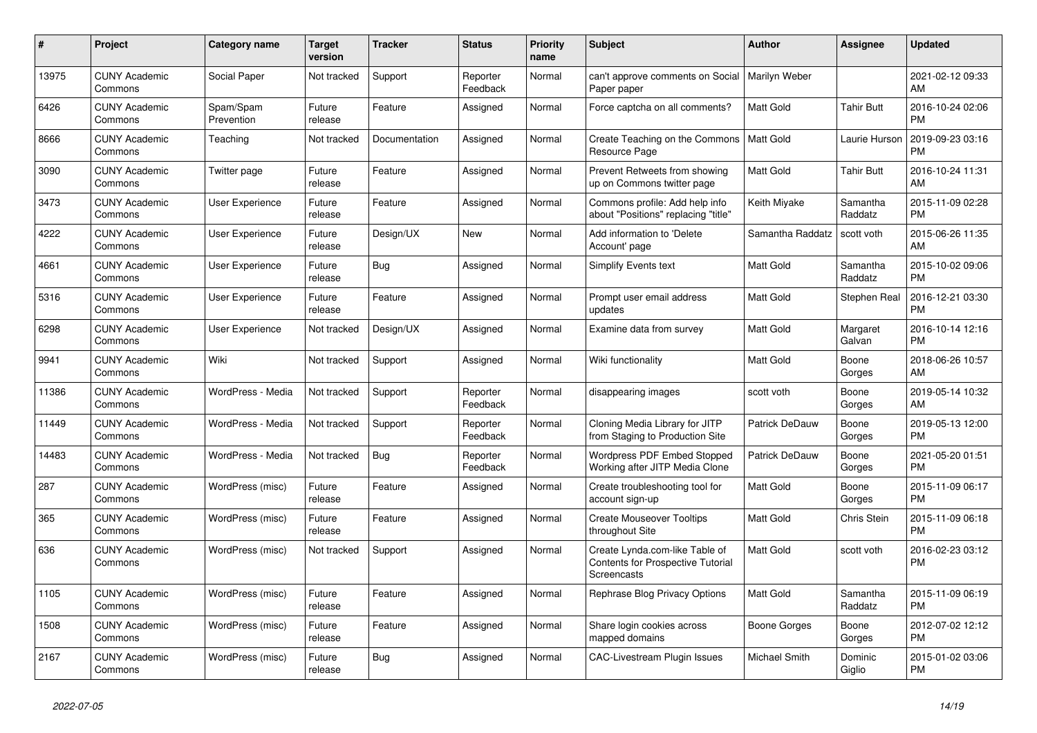| # | Project | Category name | Target version | Tracker | Status | Priority name | Subject | Author | Assignee | Updated |
|---|---|---|---|---|---|---|---|---|---|---|
| 13975 | CUNY Academic Commons | Social Paper | Not tracked | Support | Reporter Feedback | Normal | can't approve comments on Social Paper paper | Marilyn Weber | | 2021-02-12 09:33 AM |
| 6426 | CUNY Academic Commons | Spam/Spam Prevention | Future release | Feature | Assigned | Normal | Force captcha on all comments? | Matt Gold | Tahir Butt | 2016-10-24 02:06 PM |
| 8666 | CUNY Academic Commons | Teaching | Not tracked | Documentation | Assigned | Normal | Create Teaching on the Commons Resource Page | Matt Gold | Laurie Hurson | 2019-09-23 03:16 PM |
| 3090 | CUNY Academic Commons | Twitter page | Future release | Feature | Assigned | Normal | Prevent Retweets from showing up on Commons twitter page | Matt Gold | Tahir Butt | 2016-10-24 11:31 AM |
| 3473 | CUNY Academic Commons | User Experience | Future release | Feature | Assigned | Normal | Commons profile: Add help info about "Positions" replacing "title" | Keith Miyake | Samantha Raddatz | 2015-11-09 02:28 PM |
| 4222 | CUNY Academic Commons | User Experience | Future release | Design/UX | New | Normal | Add information to 'Delete Account' page | Samantha Raddatz | scott voth | 2015-06-26 11:35 AM |
| 4661 | CUNY Academic Commons | User Experience | Future release | Bug | Assigned | Normal | Simplify Events text | Matt Gold | Samantha Raddatz | 2015-10-02 09:06 PM |
| 5316 | CUNY Academic Commons | User Experience | Future release | Feature | Assigned | Normal | Prompt user email address updates | Matt Gold | Stephen Real | 2016-12-21 03:30 PM |
| 6298 | CUNY Academic Commons | User Experience | Not tracked | Design/UX | Assigned | Normal | Examine data from survey | Matt Gold | Margaret Galvan | 2016-10-14 12:16 PM |
| 9941 | CUNY Academic Commons | Wiki | Not tracked | Support | Assigned | Normal | Wiki functionality | Matt Gold | Boone Gorges | 2018-06-26 10:57 AM |
| 11386 | CUNY Academic Commons | WordPress - Media | Not tracked | Support | Reporter Feedback | Normal | disappearing images | scott voth | Boone Gorges | 2019-05-14 10:32 AM |
| 11449 | CUNY Academic Commons | WordPress - Media | Not tracked | Support | Reporter Feedback | Normal | Cloning Media Library for JITP from Staging to Production Site | Patrick DeDauw | Boone Gorges | 2019-05-13 12:00 PM |
| 14483 | CUNY Academic Commons | WordPress - Media | Not tracked | Bug | Reporter Feedback | Normal | Wordpress PDF Embed Stopped Working after JITP Media Clone | Patrick DeDauw | Boone Gorges | 2021-05-20 01:51 PM |
| 287 | CUNY Academic Commons | WordPress (misc) | Future release | Feature | Assigned | Normal | Create troubleshooting tool for account sign-up | Matt Gold | Boone Gorges | 2015-11-09 06:17 PM |
| 365 | CUNY Academic Commons | WordPress (misc) | Future release | Feature | Assigned | Normal | Create Mouseover Tooltips throughout Site | Matt Gold | Chris Stein | 2015-11-09 06:18 PM |
| 636 | CUNY Academic Commons | WordPress (misc) | Not tracked | Support | Assigned | Normal | Create Lynda.com-like Table of Contents for Prospective Tutorial Screencasts | Matt Gold | scott voth | 2016-02-23 03:12 PM |
| 1105 | CUNY Academic Commons | WordPress (misc) | Future release | Feature | Assigned | Normal | Rephrase Blog Privacy Options | Matt Gold | Samantha Raddatz | 2015-11-09 06:19 PM |
| 1508 | CUNY Academic Commons | WordPress (misc) | Future release | Feature | Assigned | Normal | Share login cookies across mapped domains | Boone Gorges | Boone Gorges | 2012-07-02 12:12 PM |
| 2167 | CUNY Academic Commons | WordPress (misc) | Future release | Bug | Assigned | Normal | CAC-Livestream Plugin Issues | Michael Smith | Dominic Giglio | 2015-01-02 03:06 PM |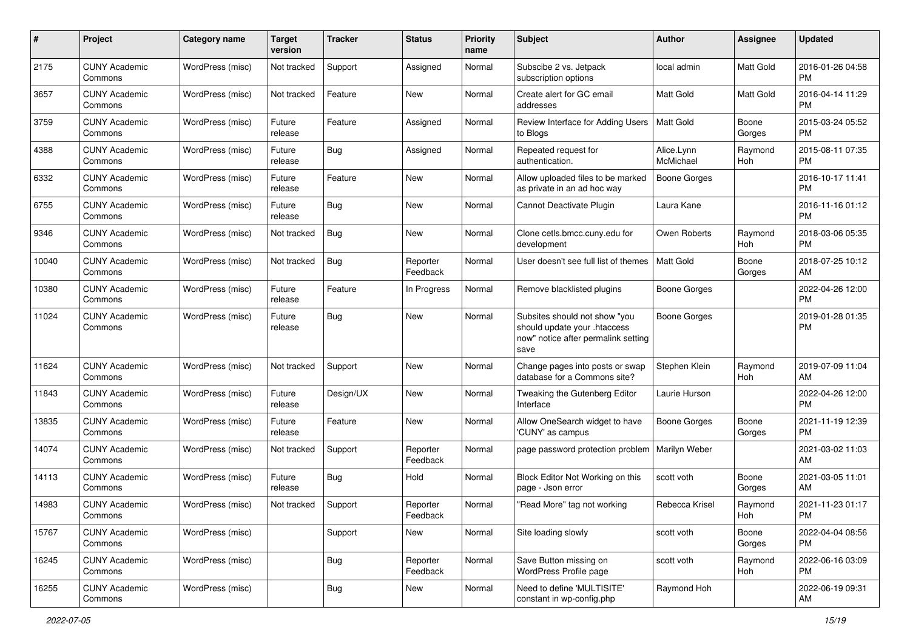| # | Project | Category name | Target version | Tracker | Status | Priority name | Subject | Author | Assignee | Updated |
|---|---|---|---|---|---|---|---|---|---|---|
| 2175 | CUNY Academic Commons | WordPress (misc) | Not tracked | Support | Assigned | Normal | Subscibe 2 vs. Jetpack subscription options | local admin | Matt Gold | 2016-01-26 04:58 PM |
| 3657 | CUNY Academic Commons | WordPress (misc) | Not tracked | Feature | New | Normal | Create alert for GC email addresses | Matt Gold | Matt Gold | 2016-04-14 11:29 PM |
| 3759 | CUNY Academic Commons | WordPress (misc) | Future release | Feature | Assigned | Normal | Review Interface for Adding Users to Blogs | Matt Gold | Boone Gorges | 2015-03-24 05:52 PM |
| 4388 | CUNY Academic Commons | WordPress (misc) | Future release | Bug | Assigned | Normal | Repeated request for authentication. | Alice.Lynn McMichael | Raymond Hoh | 2015-08-11 07:35 PM |
| 6332 | CUNY Academic Commons | WordPress (misc) | Future release | Feature | New | Normal | Allow uploaded files to be marked as private in an ad hoc way | Boone Gorges | | 2016-10-17 11:41 PM |
| 6755 | CUNY Academic Commons | WordPress (misc) | Future release | Bug | New | Normal | Cannot Deactivate Plugin | Laura Kane | | 2016-11-16 01:12 PM |
| 9346 | CUNY Academic Commons | WordPress (misc) | Not tracked | Bug | New | Normal | Clone cetls.bmcc.cuny.edu for development | Owen Roberts | Raymond Hoh | 2018-03-06 05:35 PM |
| 10040 | CUNY Academic Commons | WordPress (misc) | Not tracked | Bug | Reporter Feedback | Normal | User doesn't see full list of themes | Matt Gold | Boone Gorges | 2018-07-25 10:12 AM |
| 10380 | CUNY Academic Commons | WordPress (misc) | Future release | Feature | In Progress | Normal | Remove blacklisted plugins | Boone Gorges | | 2022-04-26 12:00 PM |
| 11024 | CUNY Academic Commons | WordPress (misc) | Future release | Bug | New | Normal | Subsites should not show "you should update your .htaccess now" notice after permalink setting save | Boone Gorges | | 2019-01-28 01:35 PM |
| 11624 | CUNY Academic Commons | WordPress (misc) | Not tracked | Support | New | Normal | Change pages into posts or swap database for a Commons site? | Stephen Klein | Raymond Hoh | 2019-07-09 11:04 AM |
| 11843 | CUNY Academic Commons | WordPress (misc) | Future release | Design/UX | New | Normal | Tweaking the Gutenberg Editor Interface | Laurie Hurson | | 2022-04-26 12:00 PM |
| 13835 | CUNY Academic Commons | WordPress (misc) | Future release | Feature | New | Normal | Allow OneSearch widget to have 'CUNY' as campus | Boone Gorges | Boone Gorges | 2021-11-19 12:39 PM |
| 14074 | CUNY Academic Commons | WordPress (misc) | Not tracked | Support | Reporter Feedback | Normal | page password protection problem | Marilyn Weber | | 2021-03-02 11:03 AM |
| 14113 | CUNY Academic Commons | WordPress (misc) | Future release | Bug | Hold | Normal | Block Editor Not Working on this page - Json error | scott voth | Boone Gorges | 2021-03-05 11:01 AM |
| 14983 | CUNY Academic Commons | WordPress (misc) | Not tracked | Support | Reporter Feedback | Normal | "Read More" tag not working | Rebecca Krisel | Raymond Hoh | 2021-11-23 01:17 PM |
| 15767 | CUNY Academic Commons | WordPress (misc) | | Support | New | Normal | Site loading slowly | scott voth | Boone Gorges | 2022-04-04 08:56 PM |
| 16245 | CUNY Academic Commons | WordPress (misc) | | Bug | Reporter Feedback | Normal | Save Button missing on WordPress Profile page | scott voth | Raymond Hoh | 2022-06-16 03:09 PM |
| 16255 | CUNY Academic Commons | WordPress (misc) | | Bug | New | Normal | Need to define 'MULTISITE' constant in wp-config.php | Raymond Hoh | | 2022-06-19 09:31 AM |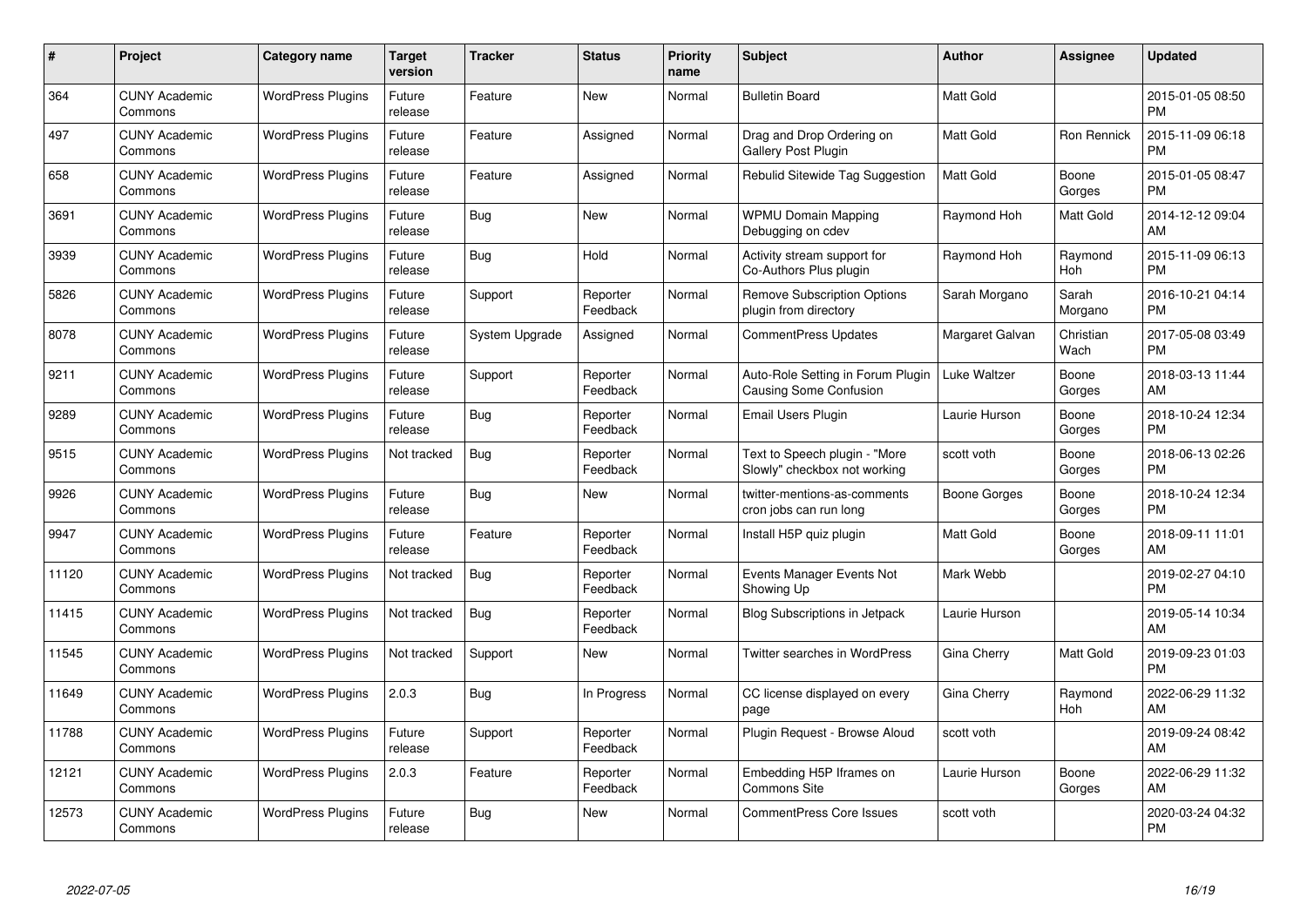| # | Project | Category name | Target version | Tracker | Status | Priority name | Subject | Author | Assignee | Updated |
|---|---|---|---|---|---|---|---|---|---|---|
| 364 | CUNY Academic Commons | WordPress Plugins | Future release | Feature | New | Normal | Bulletin Board | Matt Gold | | 2015-01-05 08:50 PM |
| 497 | CUNY Academic Commons | WordPress Plugins | Future release | Feature | Assigned | Normal | Drag and Drop Ordering on Gallery Post Plugin | Matt Gold | Ron Rennick | 2015-11-09 06:18 PM |
| 658 | CUNY Academic Commons | WordPress Plugins | Future release | Feature | Assigned | Normal | Rebulid Sitewide Tag Suggestion | Matt Gold | Boone Gorges | 2015-01-05 08:47 PM |
| 3691 | CUNY Academic Commons | WordPress Plugins | Future release | Bug | New | Normal | WPMU Domain Mapping Debugging on cdev | Raymond Hoh | Matt Gold | 2014-12-12 09:04 AM |
| 3939 | CUNY Academic Commons | WordPress Plugins | Future release | Bug | Hold | Normal | Activity stream support for Co-Authors Plus plugin | Raymond Hoh | Raymond Hoh | 2015-11-09 06:13 PM |
| 5826 | CUNY Academic Commons | WordPress Plugins | Future release | Support | Reporter Feedback | Normal | Remove Subscription Options plugin from directory | Sarah Morgano | Sarah Morgano | 2016-10-21 04:14 PM |
| 8078 | CUNY Academic Commons | WordPress Plugins | Future release | System Upgrade | Assigned | Normal | CommentPress Updates | Margaret Galvan | Christian Wach | 2017-05-08 03:49 PM |
| 9211 | CUNY Academic Commons | WordPress Plugins | Future release | Support | Reporter Feedback | Normal | Auto-Role Setting in Forum Plugin Causing Some Confusion | Luke Waltzer | Boone Gorges | 2018-03-13 11:44 AM |
| 9289 | CUNY Academic Commons | WordPress Plugins | Future release | Bug | Reporter Feedback | Normal | Email Users Plugin | Laurie Hurson | Boone Gorges | 2018-10-24 12:34 PM |
| 9515 | CUNY Academic Commons | WordPress Plugins | Not tracked | Bug | Reporter Feedback | Normal | Text to Speech plugin - "More Slowly" checkbox not working | scott voth | Boone Gorges | 2018-06-13 02:26 PM |
| 9926 | CUNY Academic Commons | WordPress Plugins | Future release | Bug | New | Normal | twitter-mentions-as-comments cron jobs can run long | Boone Gorges | Boone Gorges | 2018-10-24 12:34 PM |
| 9947 | CUNY Academic Commons | WordPress Plugins | Future release | Feature | Reporter Feedback | Normal | Install H5P quiz plugin | Matt Gold | Boone Gorges | 2018-09-11 11:01 AM |
| 11120 | CUNY Academic Commons | WordPress Plugins | Not tracked | Bug | Reporter Feedback | Normal | Events Manager Events Not Showing Up | Mark Webb | | 2019-02-27 04:10 PM |
| 11415 | CUNY Academic Commons | WordPress Plugins | Not tracked | Bug | Reporter Feedback | Normal | Blog Subscriptions in Jetpack | Laurie Hurson | | 2019-05-14 10:34 AM |
| 11545 | CUNY Academic Commons | WordPress Plugins | Not tracked | Support | New | Normal | Twitter searches in WordPress | Gina Cherry | Matt Gold | 2019-09-23 01:03 PM |
| 11649 | CUNY Academic Commons | WordPress Plugins | 2.0.3 | Bug | In Progress | Normal | CC license displayed on every page | Gina Cherry | Raymond Hoh | 2022-06-29 11:32 AM |
| 11788 | CUNY Academic Commons | WordPress Plugins | Future release | Support | Reporter Feedback | Normal | Plugin Request - Browse Aloud | scott voth | | 2019-09-24 08:42 AM |
| 12121 | CUNY Academic Commons | WordPress Plugins | 2.0.3 | Feature | Reporter Feedback | Normal | Embedding H5P Iframes on Commons Site | Laurie Hurson | Boone Gorges | 2022-06-29 11:32 AM |
| 12573 | CUNY Academic Commons | WordPress Plugins | Future release | Bug | New | Normal | CommentPress Core Issues | scott voth | | 2020-03-24 04:32 PM |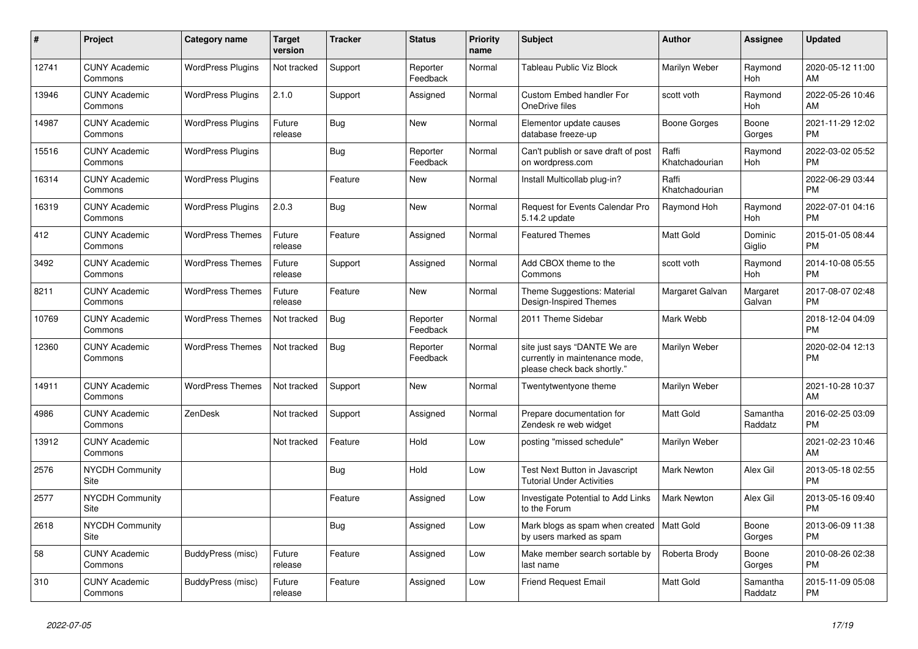| # | Project | Category name | Target version | Tracker | Status | Priority name | Subject | Author | Assignee | Updated |
|---|---|---|---|---|---|---|---|---|---|---|
| 12741 | CUNY Academic Commons | WordPress Plugins | Not tracked | Support | Reporter Feedback | Normal | Tableau Public Viz Block | Marilyn Weber | Raymond Hoh | 2020-05-12 11:00 AM |
| 13946 | CUNY Academic Commons | WordPress Plugins | 2.1.0 | Support | Assigned | Normal | Custom Embed handler For OneDrive files | scott voth | Raymond Hoh | 2022-05-26 10:46 AM |
| 14987 | CUNY Academic Commons | WordPress Plugins | Future release | Bug | New | Normal | Elementor update causes database freeze-up | Boone Gorges | Boone Gorges | 2021-11-29 12:02 PM |
| 15516 | CUNY Academic Commons | WordPress Plugins | | Bug | Reporter Feedback | Normal | Can't publish or save draft of post on wordpress.com | Raffi Khatchadourian | Raymond Hoh | 2022-03-02 05:52 PM |
| 16314 | CUNY Academic Commons | WordPress Plugins | | Feature | New | Normal | Install Multicollab plug-in? | Raffi Khatchadourian | | 2022-06-29 03:44 PM |
| 16319 | CUNY Academic Commons | WordPress Plugins | 2.0.3 | Bug | New | Normal | Request for Events Calendar Pro 5.14.2 update | Raymond Hoh | Raymond Hoh | 2022-07-01 04:16 PM |
| 412 | CUNY Academic Commons | WordPress Themes | Future release | Feature | Assigned | Normal | Featured Themes | Matt Gold | Dominic Giglio | 2015-01-05 08:44 PM |
| 3492 | CUNY Academic Commons | WordPress Themes | Future release | Support | Assigned | Normal | Add CBOX theme to the Commons | scott voth | Raymond Hoh | 2014-10-08 05:55 PM |
| 8211 | CUNY Academic Commons | WordPress Themes | Future release | Feature | New | Normal | Theme Suggestions: Material Design-Inspired Themes | Margaret Galvan | Margaret Galvan | 2017-08-07 02:48 PM |
| 10769 | CUNY Academic Commons | WordPress Themes | Not tracked | Bug | Reporter Feedback | Normal | 2011 Theme Sidebar | Mark Webb | | 2018-12-04 04:09 PM |
| 12360 | CUNY Academic Commons | WordPress Themes | Not tracked | Bug | Reporter Feedback | Normal | site just says "DANTE We are currently in maintenance mode, please check back shortly." | Marilyn Weber | | 2020-02-04 12:13 PM |
| 14911 | CUNY Academic Commons | WordPress Themes | Not tracked | Support | New | Normal | Twentytwentyone theme | Marilyn Weber | | 2021-10-28 10:37 AM |
| 4986 | CUNY Academic Commons | ZenDesk | Not tracked | Support | Assigned | Normal | Prepare documentation for Zendesk re web widget | Matt Gold | Samantha Raddatz | 2016-02-25 03:09 PM |
| 13912 | CUNY Academic Commons | | Not tracked | Feature | Hold | Low | posting "missed schedule" | Marilyn Weber | | 2021-02-23 10:46 AM |
| 2576 | NYCDH Community Site | | | Bug | Hold | Low | Test Next Button in Javascript Tutorial Under Activities | Mark Newton | Alex Gil | 2013-05-18 02:55 PM |
| 2577 | NYCDH Community Site | | | Feature | Assigned | Low | Investigate Potential to Add Links to the Forum | Mark Newton | Alex Gil | 2013-05-16 09:40 PM |
| 2618 | NYCDH Community Site | | | Bug | Assigned | Low | Mark blogs as spam when created by users marked as spam | Matt Gold | Boone Gorges | 2013-06-09 11:38 PM |
| 58 | CUNY Academic Commons | BuddyPress (misc) | Future release | Feature | Assigned | Low | Make member search sortable by last name | Roberta Brody | Boone Gorges | 2010-08-26 02:38 PM |
| 310 | CUNY Academic Commons | BuddyPress (misc) | Future release | Feature | Assigned | Low | Friend Request Email | Matt Gold | Samantha Raddatz | 2015-11-09 05:08 PM |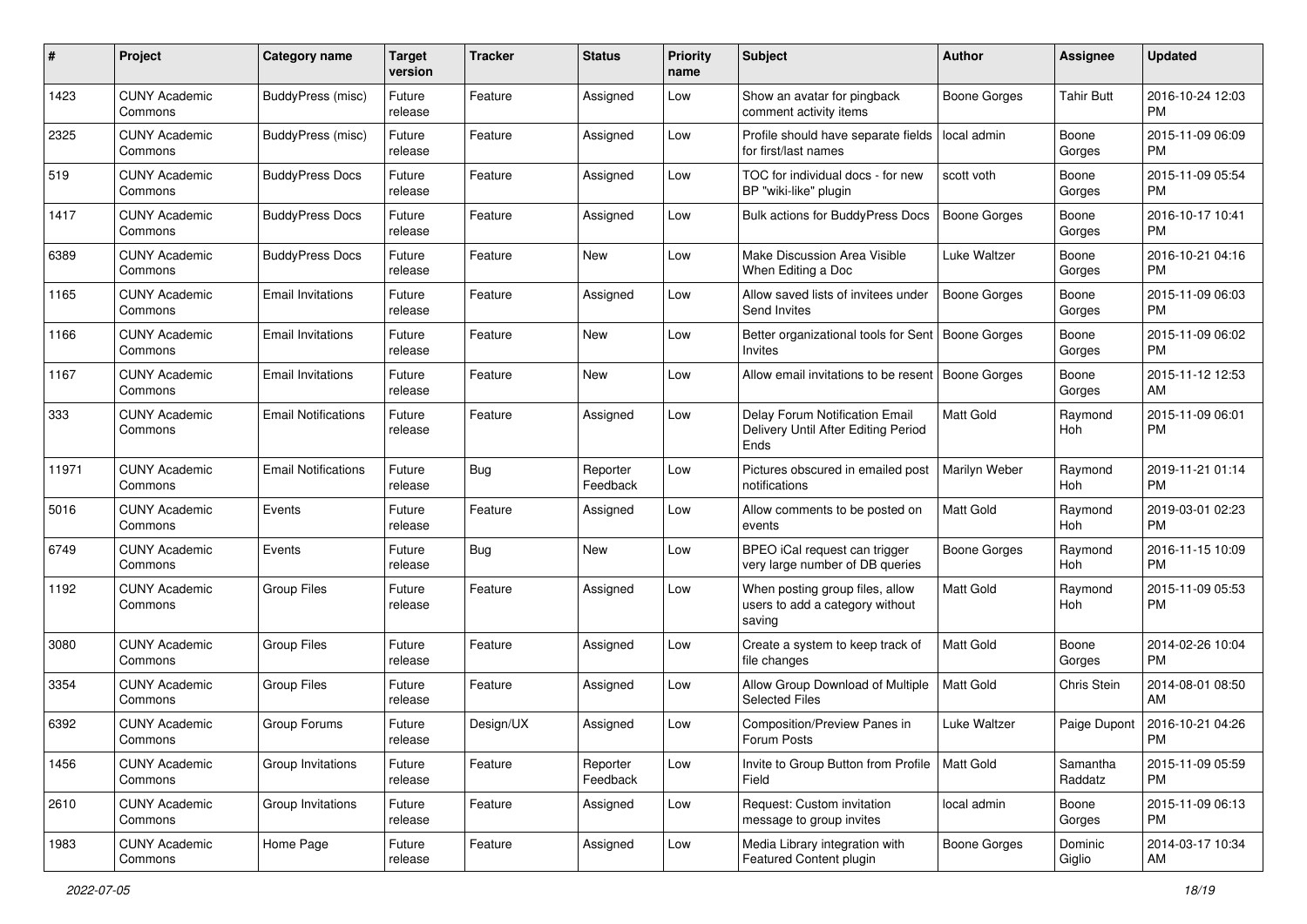| # | Project | Category name | Target version | Tracker | Status | Priority name | Subject | Author | Assignee | Updated |
|---|---|---|---|---|---|---|---|---|---|---|
| 1423 | CUNY Academic Commons | BuddyPress (misc) | Future release | Feature | Assigned | Low | Show an avatar for pingback comment activity items | Boone Gorges | Tahir Butt | 2016-10-24 12:03 PM |
| 2325 | CUNY Academic Commons | BuddyPress (misc) | Future release | Feature | Assigned | Low | Profile should have separate fields for first/last names | local admin | Boone Gorges | 2015-11-09 06:09 PM |
| 519 | CUNY Academic Commons | BuddyPress Docs | Future release | Feature | Assigned | Low | TOC for individual docs - for new BP "wiki-like" plugin | scott voth | Boone Gorges | 2015-11-09 05:54 PM |
| 1417 | CUNY Academic Commons | BuddyPress Docs | Future release | Feature | Assigned | Low | Bulk actions for BuddyPress Docs | Boone Gorges | Boone Gorges | 2016-10-17 10:41 PM |
| 6389 | CUNY Academic Commons | BuddyPress Docs | Future release | Feature | New | Low | Make Discussion Area Visible When Editing a Doc | Luke Waltzer | Boone Gorges | 2016-10-21 04:16 PM |
| 1165 | CUNY Academic Commons | Email Invitations | Future release | Feature | Assigned | Low | Allow saved lists of invitees under Send Invites | Boone Gorges | Boone Gorges | 2015-11-09 06:03 PM |
| 1166 | CUNY Academic Commons | Email Invitations | Future release | Feature | New | Low | Better organizational tools for Sent Invites | Boone Gorges | Boone Gorges | 2015-11-09 06:02 PM |
| 1167 | CUNY Academic Commons | Email Invitations | Future release | Feature | New | Low | Allow email invitations to be resent | Boone Gorges | Boone Gorges | 2015-11-12 12:53 AM |
| 333 | CUNY Academic Commons | Email Notifications | Future release | Feature | Assigned | Low | Delay Forum Notification Email Delivery Until After Editing Period Ends | Matt Gold | Raymond Hoh | 2015-11-09 06:01 PM |
| 11971 | CUNY Academic Commons | Email Notifications | Future release | Bug | Reporter Feedback | Low | Pictures obscured in emailed post notifications | Marilyn Weber | Raymond Hoh | 2019-11-21 01:14 PM |
| 5016 | CUNY Academic Commons | Events | Future release | Feature | Assigned | Low | Allow comments to be posted on events | Matt Gold | Raymond Hoh | 2019-03-01 02:23 PM |
| 6749 | CUNY Academic Commons | Events | Future release | Bug | New | Low | BPEO iCal request can trigger very large number of DB queries | Boone Gorges | Raymond Hoh | 2016-11-15 10:09 PM |
| 1192 | CUNY Academic Commons | Group Files | Future release | Feature | Assigned | Low | When posting group files, allow users to add a category without saving | Matt Gold | Raymond Hoh | 2015-11-09 05:53 PM |
| 3080 | CUNY Academic Commons | Group Files | Future release | Feature | Assigned | Low | Create a system to keep track of file changes | Matt Gold | Boone Gorges | 2014-02-26 10:04 PM |
| 3354 | CUNY Academic Commons | Group Files | Future release | Feature | Assigned | Low | Allow Group Download of Multiple Selected Files | Matt Gold | Chris Stein | 2014-08-01 08:50 AM |
| 6392 | CUNY Academic Commons | Group Forums | Future release | Design/UX | Assigned | Low | Composition/Preview Panes in Forum Posts | Luke Waltzer | Paige Dupont | 2016-10-21 04:26 PM |
| 1456 | CUNY Academic Commons | Group Invitations | Future release | Feature | Reporter Feedback | Low | Invite to Group Button from Profile Field | Matt Gold | Samantha Raddatz | 2015-11-09 05:59 PM |
| 2610 | CUNY Academic Commons | Group Invitations | Future release | Feature | Assigned | Low | Request: Custom invitation message to group invites | local admin | Boone Gorges | 2015-11-09 06:13 PM |
| 1983 | CUNY Academic Commons | Home Page | Future release | Feature | Assigned | Low | Media Library integration with Featured Content plugin | Boone Gorges | Dominic Giglio | 2014-03-17 10:34 AM |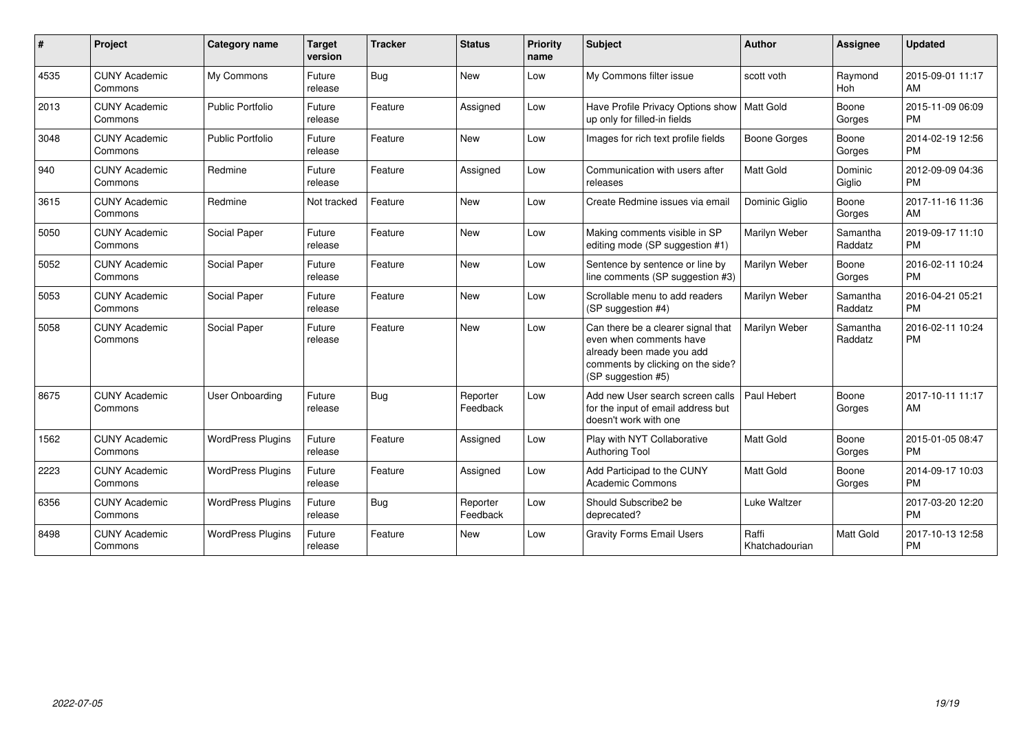| # | Project | Category name | Target version | Tracker | Status | Priority name | Subject | Author | Assignee | Updated |
|---|---|---|---|---|---|---|---|---|---|---|
| 4535 | CUNY Academic Commons | My Commons | Future release | Bug | New | Low | My Commons filter issue | scott voth | Raymond Hoh | 2015-09-01 11:17 AM |
| 2013 | CUNY Academic Commons | Public Portfolio | Future release | Feature | Assigned | Low | Have Profile Privacy Options show up only for filled-in fields | Matt Gold | Boone Gorges | 2015-11-09 06:09 PM |
| 3048 | CUNY Academic Commons | Public Portfolio | Future release | Feature | New | Low | Images for rich text profile fields | Boone Gorges | Boone Gorges | 2014-02-19 12:56 PM |
| 940 | CUNY Academic Commons | Redmine | Future release | Feature | Assigned | Low | Communication with users after releases | Matt Gold | Dominic Giglio | 2012-09-09 04:36 PM |
| 3615 | CUNY Academic Commons | Redmine | Not tracked | Feature | New | Low | Create Redmine issues via email | Dominic Giglio | Boone Gorges | 2017-11-16 11:36 AM |
| 5050 | CUNY Academic Commons | Social Paper | Future release | Feature | New | Low | Making comments visible in SP editing mode (SP suggestion #1) | Marilyn Weber | Samantha Raddatz | 2019-09-17 11:10 PM |
| 5052 | CUNY Academic Commons | Social Paper | Future release | Feature | New | Low | Sentence by sentence or line by line comments (SP suggestion #3) | Marilyn Weber | Boone Gorges | 2016-02-11 10:24 PM |
| 5053 | CUNY Academic Commons | Social Paper | Future release | Feature | New | Low | Scrollable menu to add readers (SP suggestion #4) | Marilyn Weber | Samantha Raddatz | 2016-04-21 05:21 PM |
| 5058 | CUNY Academic Commons | Social Paper | Future release | Feature | New | Low | Can there be a clearer signal that even when comments have already been made you add comments by clicking on the side? (SP suggestion #5) | Marilyn Weber | Samantha Raddatz | 2016-02-11 10:24 PM |
| 8675 | CUNY Academic Commons | User Onboarding | Future release | Bug | Reporter Feedback | Low | Add new User search screen calls for the input of email address but doesn't work with one | Paul Hebert | Boone Gorges | 2017-10-11 11:17 AM |
| 1562 | CUNY Academic Commons | WordPress Plugins | Future release | Feature | Assigned | Low | Play with NYT Collaborative Authoring Tool | Matt Gold | Boone Gorges | 2015-01-05 08:47 PM |
| 2223 | CUNY Academic Commons | WordPress Plugins | Future release | Feature | Assigned | Low | Add Participad to the CUNY Academic Commons | Matt Gold | Boone Gorges | 2014-09-17 10:03 PM |
| 6356 | CUNY Academic Commons | WordPress Plugins | Future release | Bug | Reporter Feedback | Low | Should Subscribe2 be deprecated? | Luke Waltzer | | 2017-03-20 12:20 PM |
| 8498 | CUNY Academic Commons | WordPress Plugins | Future release | Feature | New | Low | Gravity Forms Email Users | Raffi Khatchadourian | Matt Gold | 2017-10-13 12:58 PM |